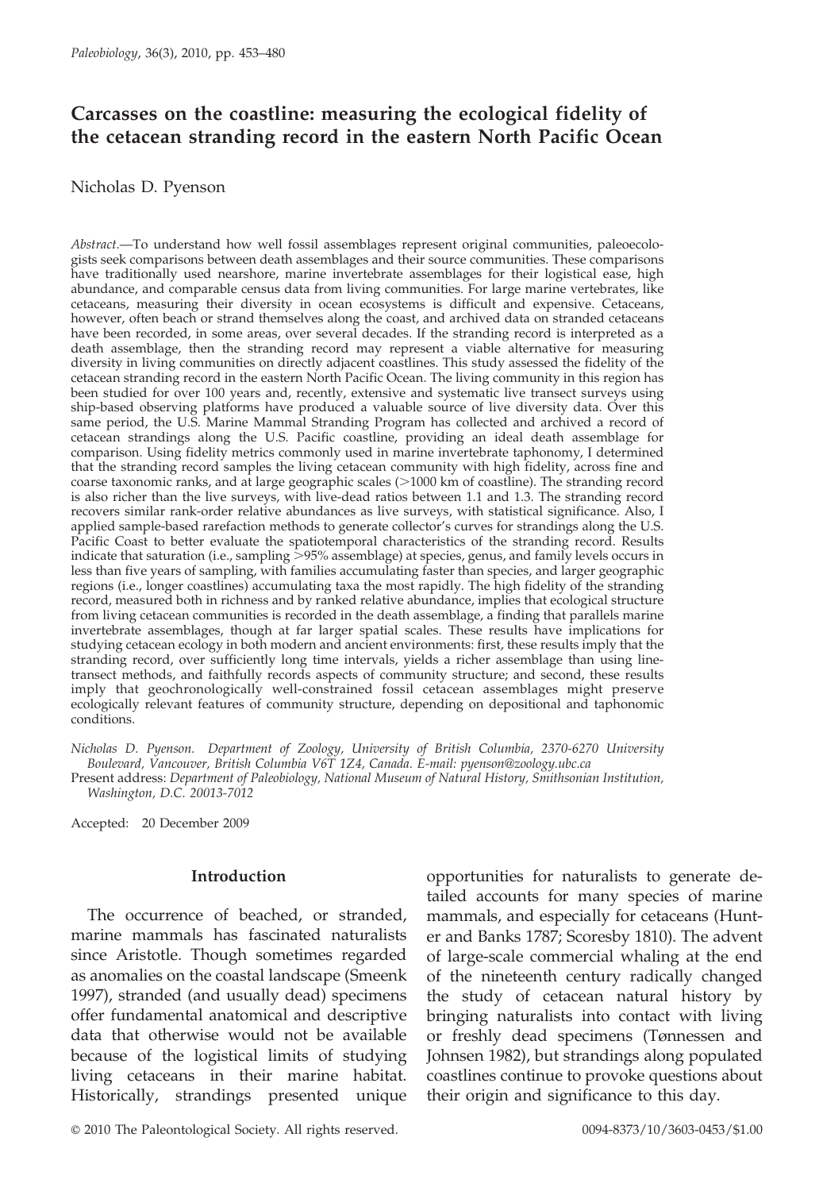# Carcasses on the coastline: measuring the ecological fidelity of the cetacean stranding record in the eastern North Pacific Ocean

Nicholas D. Pyenson

*Abstract.*—To understand how well fossil assemblages represent original communities, paleoecologists seek comparisons between death assemblages and their source communities. These comparisons have traditionally used nearshore, marine invertebrate assemblages for their logistical ease, high abundance, and comparable census data from living communities. For large marine vertebrates, like cetaceans, measuring their diversity in ocean ecosystems is difficult and expensive. Cetaceans, however, often beach or strand themselves along the coast, and archived data on stranded cetaceans have been recorded, in some areas, over several decades. If the stranding record is interpreted as a death assemblage, then the stranding record may represent a viable alternative for measuring diversity in living communities on directly adjacent coastlines. This study assessed the fidelity of the cetacean stranding record in the eastern North Pacific Ocean. The living community in this region has been studied for over 100 years and, recently, extensive and systematic live transect surveys using ship-based observing platforms have produced a valuable source of live diversity data. Over this same period, the U.S. Marine Mammal Stranding Program has collected and archived a record of cetacean strandings along the U.S. Pacific coastline, providing an ideal death assemblage for comparison. Using fidelity metrics commonly used in marine invertebrate taphonomy, I determined that the stranding record samples the living cetacean community with high fidelity, across fine and coarse taxonomic ranks, and at large geographic scales (>1000 km of coastline). The stranding record is also richer than the live surveys, with live-dead ratios between 1.1 and 1.3. The stranding record recovers similar rank-order relative abundances as live surveys, with statistical significance. Also, I applied sample-based rarefaction methods to generate collector's curves for strandings along the U.S. Pacific Coast to better evaluate the spatiotemporal characteristics of the stranding record. Results indicate that saturation (i.e., sampling >95% assemblage) at species, genus, and family levels occurs in less than five years of sampling, with families accumulating faster than species, and larger geographic regions (i.e., longer coastlines) accumulating taxa the most rapidly. The high fidelity of the stranding record, measured both in richness and by ranked relative abundance, implies that ecological structure from living cetacean communities is recorded in the death assemblage, a finding that parallels marine invertebrate assemblages, though at far larger spatial scales. These results have implications for studying cetacean ecology in both modern and ancient environments: first, these results imply that the stranding record, over sufficiently long time intervals, yields a richer assemblage than using line-transect methods, and faithfully records aspects of community structure; and second, these results imply that geochronologically well-constrained fossil cetacean assemblages might preserve ecologically relevant features of community structure, depending on depositional and taphonomic conditions.

*Nicholas D. Pyenson. Department of Zoology, University of British Columbia, 2370-6270 University Boulevard, Vancouver, British Columbia V6T 1Z4, Canada. E-mail: pyenson@zoology.ubc.ca*
Present address: *Department of Paleobiology, National Museum of Natural History, Smithsonian Institution, Washington, D.C. 20013-7012*

Accepted: 20 December 2009

## Introduction

The occurrence of beached, or stranded, marine mammals has fascinated naturalists since Aristotle. Though sometimes regarded as anomalies on the coastal landscape (Smeenk 1997), stranded (and usually dead) specimens offer fundamental anatomical and descriptive data that otherwise would not be available because of the logistical limits of studying living cetaceans in their marine habitat. Historically, strandings presented unique opportunities for naturalists to generate detailed accounts for many species of marine mammals, and especially for cetaceans (Hunter and Banks 1787; Scoresby 1810). The advent of large-scale commercial whaling at the end of the nineteenth century radically changed the study of cetacean natural history by bringing naturalists into contact with living or freshly dead specimens (Tønnessen and Johnsen 1982), but strandings along populated coastlines continue to provoke questions about their origin and significance to this day.

© 2010 The Paleontological Society. All rights reserved. 0094-8373/10/3603-0453/$1.00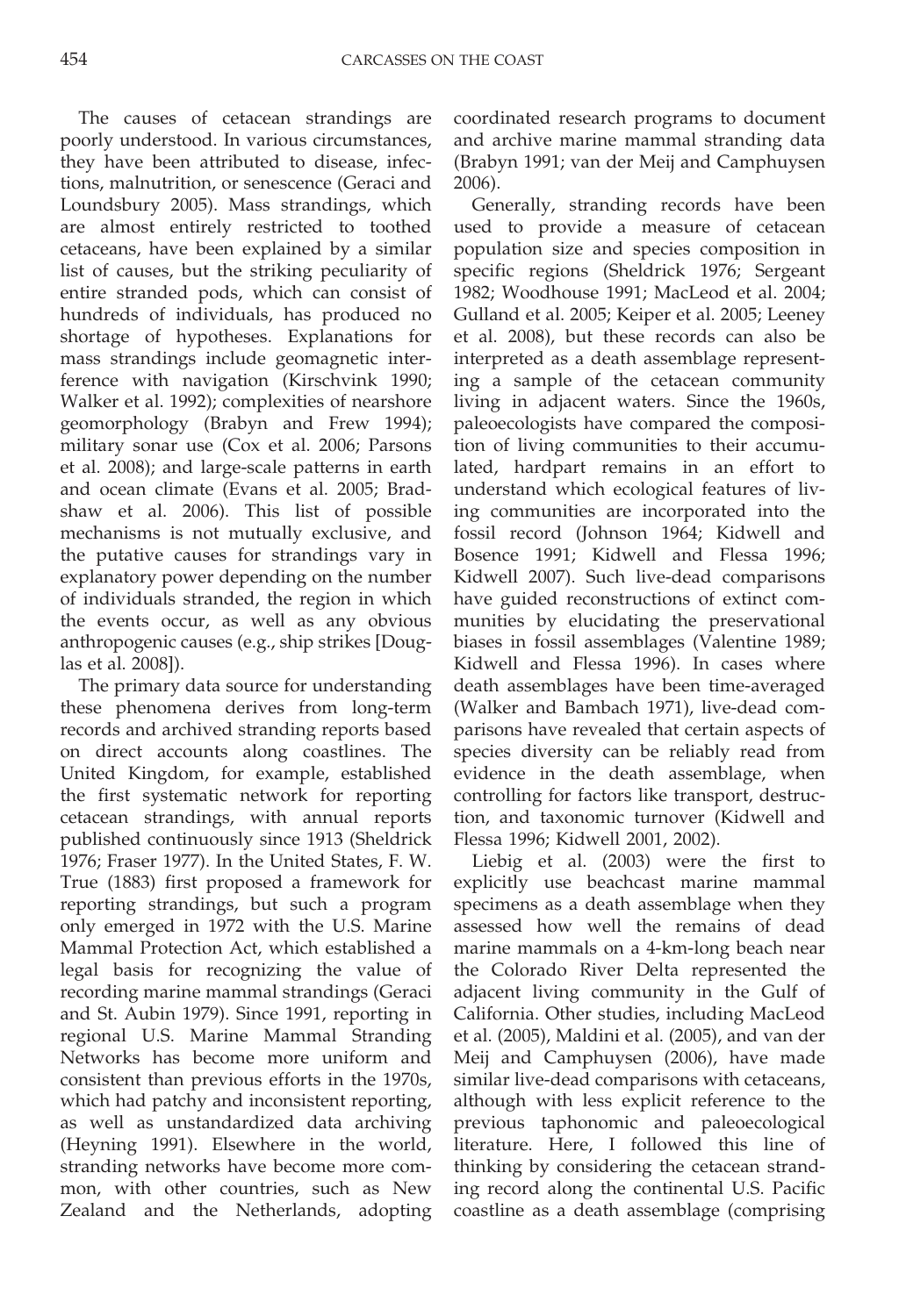The causes of cetacean strandings are poorly understood. In various circumstances, they have been attributed to disease, infections, malnutrition, or senescence (Geraci and Loundsbury 2005). Mass strandings, which are almost entirely restricted to toothed cetaceans, have been explained by a similar list of causes, but the striking peculiarity of entire stranded pods, which can consist of hundreds of individuals, has produced no shortage of hypotheses. Explanations for mass strandings include geomagnetic interference with navigation (Kirschvink 1990; Walker et al. 1992); complexities of nearshore geomorphology (Brabyn and Frew 1994); military sonar use (Cox et al. 2006; Parsons et al. 2008); and large-scale patterns in earth and ocean climate (Evans et al. 2005; Bradshaw et al. 2006). This list of possible mechanisms is not mutually exclusive, and the putative causes for strandings vary in explanatory power depending on the number of individuals stranded, the region in which the events occur, as well as any obvious anthropogenic causes (e.g., ship strikes [Douglas et al. 2008]).

The primary data source for understanding these phenomena derives from long-term records and archived stranding reports based on direct accounts along coastlines. The United Kingdom, for example, established the first systematic network for reporting cetacean strandings, with annual reports published continuously since 1913 (Sheldrick 1976; Fraser 1977). In the United States, F. W. True (1883) first proposed a framework for reporting strandings, but such a program only emerged in 1972 with the U.S. Marine Mammal Protection Act, which established a legal basis for recognizing the value of recording marine mammal strandings (Geraci and St. Aubin 1979). Since 1991, reporting in regional U.S. Marine Mammal Stranding Networks has become more uniform and consistent than previous efforts in the 1970s, which had patchy and inconsistent reporting, as well as unstandardized data archiving (Heyning 1991). Elsewhere in the world, stranding networks have become more common, with other countries, such as New Zealand and the Netherlands, adopting coordinated research programs to document and archive marine mammal stranding data (Brabyn 1991; van der Meij and Camphuysen 2006).

Generally, stranding records have been used to provide a measure of cetacean population size and species composition in specific regions (Sheldrick 1976; Sergeant 1982; Woodhouse 1991; MacLeod et al. 2004; Gulland et al. 2005; Keiper et al. 2005; Leeney et al. 2008), but these records can also be interpreted as a death assemblage representing a sample of the cetacean community living in adjacent waters. Since the 1960s, paleoecologists have compared the composition of living communities to their accumulated, hardpart remains in an effort to understand which ecological features of living communities are incorporated into the fossil record (Johnson 1964; Kidwell and Bosence 1991; Kidwell and Flessa 1996; Kidwell 2007). Such live-dead comparisons have guided reconstructions of extinct communities by elucidating the preservational biases in fossil assemblages (Valentine 1989; Kidwell and Flessa 1996). In cases where death assemblages have been time-averaged (Walker and Bambach 1971), live-dead comparisons have revealed that certain aspects of species diversity can be reliably read from evidence in the death assemblage, when controlling for factors like transport, destruction, and taxonomic turnover (Kidwell and Flessa 1996; Kidwell 2001, 2002).

Liebig et al. (2003) were the first to explicitly use beachcast marine mammal specimens as a death assemblage when they assessed how well the remains of dead marine mammals on a 4-km-long beach near the Colorado River Delta represented the adjacent living community in the Gulf of California. Other studies, including MacLeod et al. (2005), Maldini et al. (2005), and van der Meij and Camphuysen (2006), have made similar live-dead comparisons with cetaceans, although with less explicit reference to the previous taphonomic and paleoecological literature. Here, I followed this line of thinking by considering the cetacean stranding record along the continental U.S. Pacific coastline as a death assemblage (comprising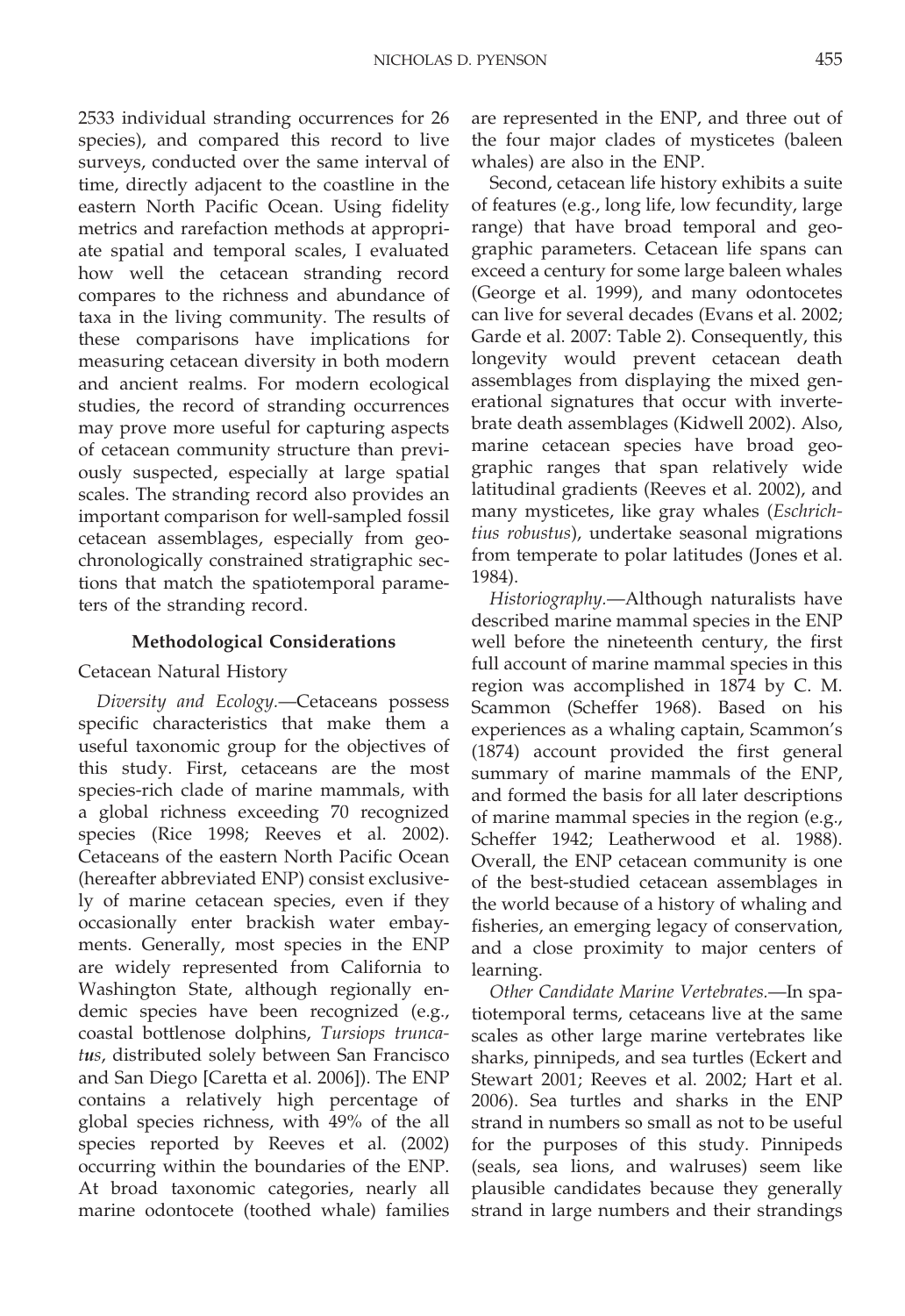2533 individual stranding occurrences for 26 species), and compared this record to live surveys, conducted over the same interval of time, directly adjacent to the coastline in the eastern North Pacific Ocean. Using fidelity metrics and rarefaction methods at appropriate spatial and temporal scales, I evaluated how well the cetacean stranding record compares to the richness and abundance of taxa in the living community. The results of these comparisons have implications for measuring cetacean diversity in both modern and ancient realms. For modern ecological studies, the record of stranding occurrences may prove more useful for capturing aspects of cetacean community structure than previously suspected, especially at large spatial scales. The stranding record also provides an important comparison for well-sampled fossil cetacean assemblages, especially from geochronologically constrained stratigraphic sections that match the spatiotemporal parameters of the stranding record.

## Methodological Considerations

### Cetacean Natural History

*Diversity and Ecology.*—Cetaceans possess specific characteristics that make them a useful taxonomic group for the objectives of this study. First, cetaceans are the most species-rich clade of marine mammals, with a global richness exceeding 70 recognized species (Rice 1998; Reeves et al. 2002). Cetaceans of the eastern North Pacific Ocean (hereafter abbreviated ENP) consist exclusively of marine cetacean species, even if they occasionally enter brackish water embayments. Generally, most species in the ENP are widely represented from California to Washington State, although regionally endemic species have been recognized (e.g., coastal bottlenose dolphins, *Tursiops truncatus*, distributed solely between San Francisco and San Diego [Caretta et al. 2006]). The ENP contains a relatively high percentage of global species richness, with 49% of the all species reported by Reeves et al. (2002) occurring within the boundaries of the ENP. At broad taxonomic categories, nearly all marine odontocete (toothed whale) families are represented in the ENP, and three out of the four major clades of mysticetes (baleen whales) are also in the ENP.

Second, cetacean life history exhibits a suite of features (e.g., long life, low fecundity, large range) that have broad temporal and geographic parameters. Cetacean life spans can exceed a century for some large baleen whales (George et al. 1999), and many odontocetes can live for several decades (Evans et al. 2002; Garde et al. 2007: Table 2). Consequently, this longevity would prevent cetacean death assemblages from displaying the mixed generational signatures that occur with invertebrate death assemblages (Kidwell 2002). Also, marine cetacean species have broad geographic ranges that span relatively wide latitudinal gradients (Reeves et al. 2002), and many mysticetes, like gray whales (*Eschrichtius robustus*), undertake seasonal migrations from temperate to polar latitudes (Jones et al. 1984).

*Historiography.*—Although naturalists have described marine mammal species in the ENP well before the nineteenth century, the first full account of marine mammal species in this region was accomplished in 1874 by C. M. Scammon (Scheffer 1968). Based on his experiences as a whaling captain, Scammon's (1874) account provided the first general summary of marine mammals of the ENP, and formed the basis for all later descriptions of marine mammal species in the region (e.g., Scheffer 1942; Leatherwood et al. 1988). Overall, the ENP cetacean community is one of the best-studied cetacean assemblages in the world because of a history of whaling and fisheries, an emerging legacy of conservation, and a close proximity to major centers of learning.

*Other Candidate Marine Vertebrates.*—In spatiotemporal terms, cetaceans live at the same scales as other large marine vertebrates like sharks, pinnipeds, and sea turtles (Eckert and Stewart 2001; Reeves et al. 2002; Hart et al. 2006). Sea turtles and sharks in the ENP strand in numbers so small as not to be useful for the purposes of this study. Pinnipeds (seals, sea lions, and walruses) seem like plausible candidates because they generally strand in large numbers and their strandings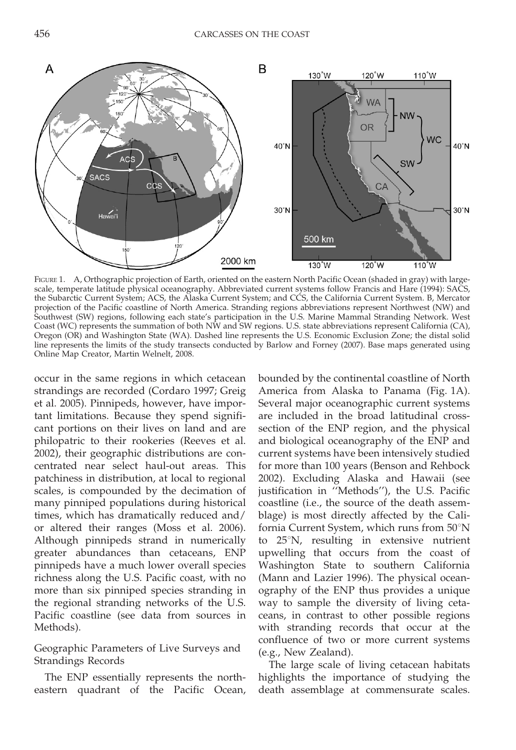FIGURE 1. A, Orthographic projection of Earth, oriented on the eastern North Pacific Ocean (shaded in gray) with large-scale, temperate latitude physical oceanography. Abbreviated current systems follow Francis and Hare (1994): SACS, the Subarctic Current System; ACS, the Alaska Current System; and CCS, the California Current System. B, Mercator projection of the Pacific coastline of North America. Stranding regions abbreviations represent Northwest (NW) and Southwest (SW) regions, following each state's participation in the U.S. Marine Mammal Stranding Network. West Coast (WC) represents the summation of both NW and SW regions. U.S. state abbreviations represent California (CA), Oregon (OR) and Washington State (WA). Dashed line represents the U.S. Economic Exclusion Zone; the distal solid line represents the limits of the study transects conducted by Barlow and Forney (2007). Base maps generated using Online Map Creator, Martin Welnelt, 2008.

occur in the same regions in which cetacean strandings are recorded (Cordaro 1997; Greig et al. 2005). Pinnipeds, however, have important limitations. Because they spend significant portions on their lives on land and are philopatric to their rookeries (Reeves et al. 2002), their geographic distributions are concentrated near select haul-out areas. This patchiness in distribution, at local to regional scales, is compounded by the decimation of many pinniped populations during historical times, which has dramatically reduced and/or altered their ranges (Moss et al. 2006). Although pinnipeds strand in numerically greater abundances than cetaceans, ENP pinnipeds have a much lower overall species richness along the U.S. Pacific coast, with no more than six pinniped species stranding in the regional stranding networks of the U.S. Pacific coastline (see data from sources in Methods).

## Geographic Parameters of Live Surveys and Strandings Records

The ENP essentially represents the northeastern quadrant of the Pacific Ocean, bounded by the continental coastline of North America from Alaska to Panama (Fig. 1A). Several major oceanographic current systems are included in the broad latitudinal cross-section of the ENP region, and the physical and biological oceanography of the ENP and current systems have been intensively studied for more than 100 years (Benson and Rehbock 2002). Excluding Alaska and Hawaii (see justification in ''Methods''), the U.S. Pacific coastline (i.e., the source of the death assemblage) is most directly affected by the California Current System, which runs from 50°N to 25°N, resulting in extensive nutrient upwelling that occurs from the coast of Washington State to southern California (Mann and Lazier 1996). The physical oceanography of the ENP thus provides a unique way to sample the diversity of living cetaceans, in contrast to other possible regions with stranding records that occur at the confluence of two or more current systems (e.g., New Zealand).

The large scale of living cetacean habitats highlights the importance of studying the death assemblage at commensurate scales.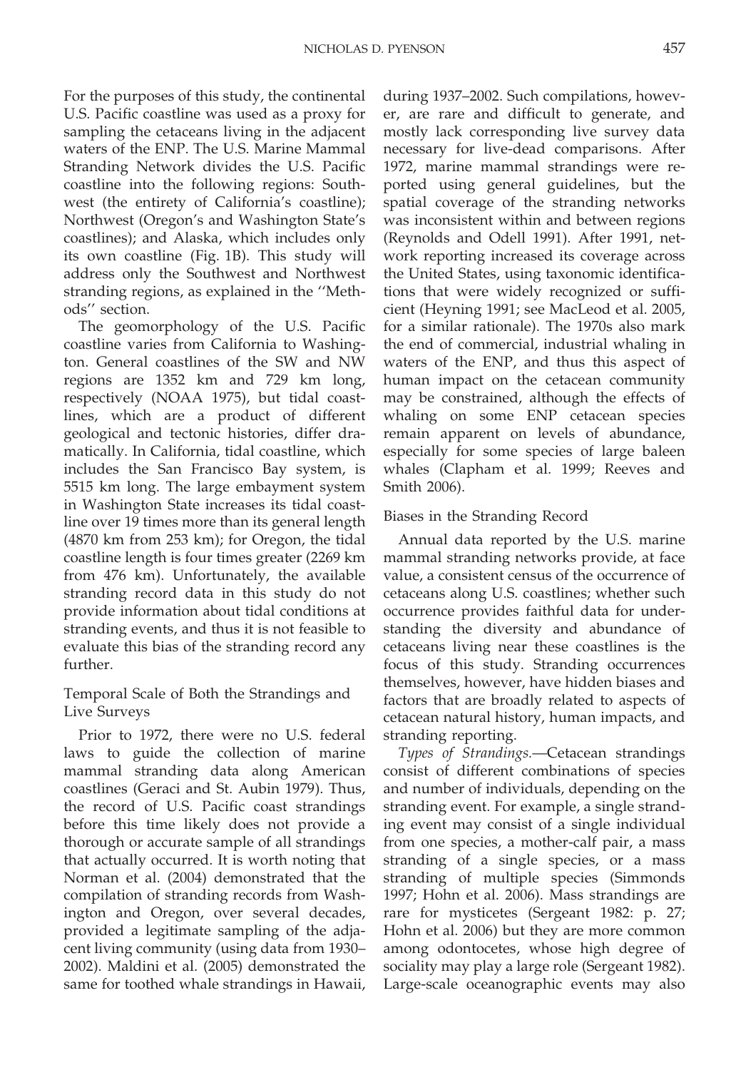For the purposes of this study, the continental U.S. Pacific coastline was used as a proxy for sampling the cetaceans living in the adjacent waters of the ENP. The U.S. Marine Mammal Stranding Network divides the U.S. Pacific coastline into the following regions: Southwest (the entirety of California's coastline); Northwest (Oregon's and Washington State's coastlines); and Alaska, which includes only its own coastline (Fig. 1B). This study will address only the Southwest and Northwest stranding regions, as explained in the ''Methods'' section.

The geomorphology of the U.S. Pacific coastline varies from California to Washington. General coastlines of the SW and NW regions are 1352 km and 729 km long, respectively (NOAA 1975), but tidal coastlines, which are a product of different geological and tectonic histories, differ dramatically. In California, tidal coastline, which includes the San Francisco Bay system, is 5515 km long. The large embayment system in Washington State increases its tidal coastline over 19 times more than its general length (4870 km from 253 km); for Oregon, the tidal coastline length is four times greater (2269 km from 476 km). Unfortunately, the available stranding record data in this study do not provide information about tidal conditions at stranding events, and thus it is not feasible to evaluate this bias of the stranding record any further.

## Temporal Scale of Both the Strandings and Live Surveys

Prior to 1972, there were no U.S. federal laws to guide the collection of marine mammal stranding data along American coastlines (Geraci and St. Aubin 1979). Thus, the record of U.S. Pacific coast strandings before this time likely does not provide a thorough or accurate sample of all strandings that actually occurred. It is worth noting that Norman et al. (2004) demonstrated that the compilation of stranding records from Washington and Oregon, over several decades, provided a legitimate sampling of the adjacent living community (using data from 1930–2002). Maldini et al. (2005) demonstrated the same for toothed whale strandings in Hawaii, during 1937–2002. Such compilations, however, are rare and difficult to generate, and mostly lack corresponding live survey data necessary for live-dead comparisons. After 1972, marine mammal strandings were reported using general guidelines, but the spatial coverage of the stranding networks was inconsistent within and between regions (Reynolds and Odell 1991). After 1991, network reporting increased its coverage across the United States, using taxonomic identifications that were widely recognized or sufficient (Heyning 1991; see MacLeod et al. 2005, for a similar rationale). The 1970s also mark the end of commercial, industrial whaling in waters of the ENP, and thus this aspect of human impact on the cetacean community may be constrained, although the effects of whaling on some ENP cetacean species remain apparent on levels of abundance, especially for some species of large baleen whales (Clapham et al. 1999; Reeves and Smith 2006).

## Biases in the Stranding Record

Annual data reported by the U.S. marine mammal stranding networks provide, at face value, a consistent census of the occurrence of cetaceans along U.S. coastlines; whether such occurrence provides faithful data for understanding the diversity and abundance of cetaceans living near these coastlines is the focus of this study. Stranding occurrences themselves, however, have hidden biases and factors that are broadly related to aspects of cetacean natural history, human impacts, and stranding reporting.

*Types of Strandings.*—Cetacean strandings consist of different combinations of species and number of individuals, depending on the stranding event. For example, a single stranding event may consist of a single individual from one species, a mother-calf pair, a mass stranding of a single species, or a mass stranding of multiple species (Simmonds 1997; Hohn et al. 2006). Mass strandings are rare for mysticetes (Sergeant 1982: p. 27; Hohn et al. 2006) but they are more common among odontocetes, whose high degree of sociality may play a large role (Sergeant 1982). Large-scale oceanographic events may also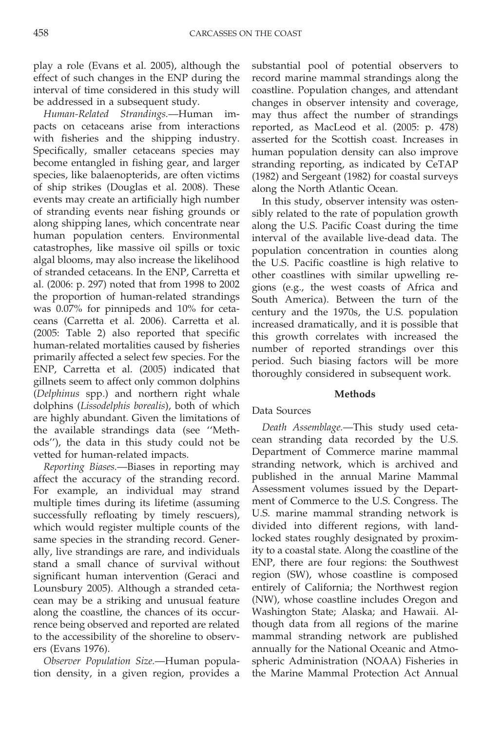play a role (Evans et al. 2005), although the effect of such changes in the ENP during the interval of time considered in this study will be addressed in a subsequent study.

*Human-Related Strandings.*—Human impacts on cetaceans arise from interactions with fisheries and the shipping industry. Specifically, smaller cetaceans species may become entangled in fishing gear, and larger species, like balaenopterids, are often victims of ship strikes (Douglas et al. 2008). These events may create an artificially high number of stranding events near fishing grounds or along shipping lanes, which concentrate near human population centers. Environmental catastrophes, like massive oil spills or toxic algal blooms, may also increase the likelihood of stranded cetaceans. In the ENP, Carretta et al. (2006: p. 297) noted that from 1998 to 2002 the proportion of human-related strandings was 0.07% for pinnipeds and 10% for cetaceans (Carretta et al. 2006). Carretta et al. (2005: Table 2) also reported that specific human-related mortalities caused by fisheries primarily affected a select few species. For the ENP, Carretta et al. (2005) indicated that gillnets seem to affect only common dolphins (*Delphinus* spp.) and northern right whale dolphins (*Lissodelphis borealis*), both of which are highly abundant. Given the limitations of the available strandings data (see ''Methods''), the data in this study could not be vetted for human-related impacts.

*Reporting Biases.*—Biases in reporting may affect the accuracy of the stranding record. For example, an individual may strand multiple times during its lifetime (assuming successfully refloating by timely rescuers), which would register multiple counts of the same species in the stranding record. Generally, live strandings are rare, and individuals stand a small chance of survival without significant human intervention (Geraci and Lounsbury 2005). Although a stranded cetacean may be a striking and unusual feature along the coastline, the chances of its occurrence being observed and reported are related to the accessibility of the shoreline to observers (Evans 1976).

*Observer Population Size.*—Human population density, in a given region, provides a substantial pool of potential observers to record marine mammal strandings along the coastline. Population changes, and attendant changes in observer intensity and coverage, may thus affect the number of strandings reported, as MacLeod et al. (2005: p. 478) asserted for the Scottish coast. Increases in human population density can also improve stranding reporting, as indicated by CeTAP (1982) and Sergeant (1982) for coastal surveys along the North Atlantic Ocean.

In this study, observer intensity was ostensibly related to the rate of population growth along the U.S. Pacific Coast during the time interval of the available live-dead data. The population concentration in counties along the U.S. Pacific coastline is high relative to other coastlines with similar upwelling regions (e.g., the west coasts of Africa and South America). Between the turn of the century and the 1970s, the U.S. population increased dramatically, and it is possible that this growth correlates with increased the number of reported strandings over this period. Such biasing factors will be more thoroughly considered in subsequent work.

## Methods

### Data Sources

*Death Assemblage.*—This study used cetacean stranding data recorded by the U.S. Department of Commerce marine mammal stranding network, which is archived and published in the annual Marine Mammal Assessment volumes issued by the Department of Commerce to the U.S. Congress. The U.S. marine mammal stranding network is divided into different regions, with landlocked states roughly designated by proximity to a coastal state. Along the coastline of the ENP, there are four regions: the Southwest region (SW), whose coastline is composed entirely of California; the Northwest region (NW), whose coastline includes Oregon and Washington State; Alaska; and Hawaii. Although data from all regions of the marine mammal stranding network are published annually for the National Oceanic and Atmospheric Administration (NOAA) Fisheries in the Marine Mammal Protection Act Annual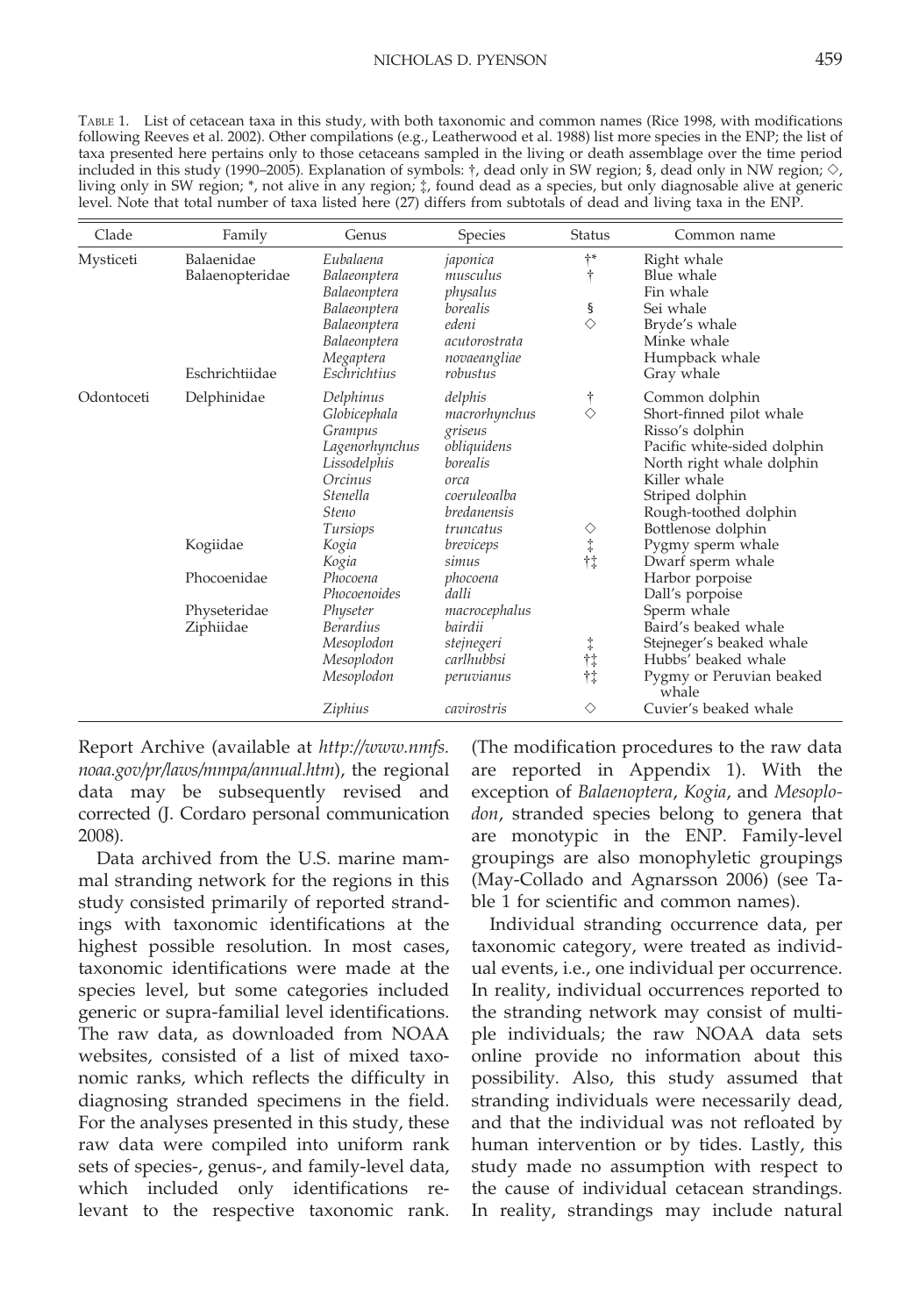TABLE 1. List of cetacean taxa in this study, with both taxonomic and common names (Rice 1998, with modifications following Reeves et al. 2002). Other compilations (e.g., Leatherwood et al. 1988) list more species in the ENP; the list of taxa presented here pertains only to those cetaceans sampled in the living or death assemblage over the time period included in this study (1990–2005). Explanation of symbols: †, dead only in SW region; §, dead only in NW region; ◇, living only in SW region; *, not alive in any region; ‡, found dead as a species, but only diagnosable alive at generic level. Note that total number of taxa listed here (27) differs from subtotals of dead and living taxa in the ENP.

| Clade | Family | Genus | Species | Status | Common name |
|---|---|---|---|---|---|
| Mysticeti | Balaenidae | *Eubalaena* | *japonica* | †* | Right whale |
| | Balaenopteridae | *Balaeonptera* | *musculus* | † | Blue whale |
| | | *Balaeonptera* | *physalus* | | Fin whale |
| | | *Balaeonptera* | *borealis* | § | Sei whale |
| | | *Balaeonptera* | *edeni* | ◇ | Bryde's whale |
| | | *Balaeonptera* | *acutorostrata* | | Minke whale |
| | | *Megaptera* | *novaeangliae* | | Humpback whale |
| | Eschrichtiidae | *Eschrichtius* | *robustus* | | Gray whale |
| Odontoceti | Delphinidae | *Delphinus* | *delphis* | † | Common dolphin |
| | | *Globicephala* | *macrorhynchus* | ◇ | Short-finned pilot whale |
| | | *Grampus* | *griseus* | | Risso's dolphin |
| | | *Lagenorhynchus* | *obliquidens* | | Pacific white-sided dolphin |
| | | *Lissodelphis* | *borealis* | | North right whale dolphin |
| | | *Orcinus* | *orca* | | Killer whale |
| | | *Stenella* | *coeruleoalba* | | Striped dolphin |
| | | *Steno* | *bredanensis* | | Rough-toothed dolphin |
| | | *Tursiops* | *truncatus* | ◇ | Bottlenose dolphin |
| | Kogiidae | *Kogia* | *breviceps* | ‡ | Pygmy sperm whale |
| | | *Kogia* | *simus* | †‡ | Dwarf sperm whale |
| | Phocoenidae | *Phocoena* | *phocoena* | | Harbor porpoise |
| | | *Phocoenoides* | *dalli* | | Dall's porpoise |
| | Physeteridae | *Physeter* | *macrocephalus* | | Sperm whale |
| | Ziphiidae | *Berardius* | *bairdii* | | Baird's beaked whale |
| | | *Mesoplodon* | *stejnegeri* | ‡ | Stejneger's beaked whale |
| | | *Mesoplodon* | *carlhubbsi* | †‡ | Hubbs' beaked whale |
| | | *Mesoplodon* | *peruvianus* | †‡ | Pygmy or Peruvian beaked whale |
| | | *Ziphius* | *cavirostris* | ◇ | Cuvier's beaked whale |

Report Archive (available at *http://www.nmfs.noaa.gov/pr/laws/mmpa/annual.htm*), the regional data may be subsequently revised and corrected (J. Cordaro personal communication 2008).

Data archived from the U.S. marine mammal stranding network for the regions in this study consisted primarily of reported strandings with taxonomic identifications at the highest possible resolution. In most cases, taxonomic identifications were made at the species level, but some categories included generic or supra-familial level identifications. The raw data, as downloaded from NOAA websites, consisted of a list of mixed taxonomic ranks, which reflects the difficulty in diagnosing stranded specimens in the field. For the analyses presented in this study, these raw data were compiled into uniform rank sets of species-, genus-, and family-level data, which included only identifications relevant to the respective taxonomic rank. (The modification procedures to the raw data are reported in Appendix 1). With the exception of *Balaenoptera*, *Kogia*, and *Mesoplodon*, stranded species belong to genera that are monotypic in the ENP. Family-level groupings are also monophyletic groupings (May-Collado and Agnarsson 2006) (see Table 1 for scientific and common names).

Individual stranding occurrence data, per taxonomic category, were treated as individual events, i.e., one individual per occurrence. In reality, individual occurrences reported to the stranding network may consist of multiple individuals; the raw NOAA data sets online provide no information about this possibility. Also, this study assumed that stranding individuals were necessarily dead, and that the individual was not refloated by human intervention or by tides. Lastly, this study made no assumption with respect to the cause of individual cetacean strandings. In reality, strandings may include natural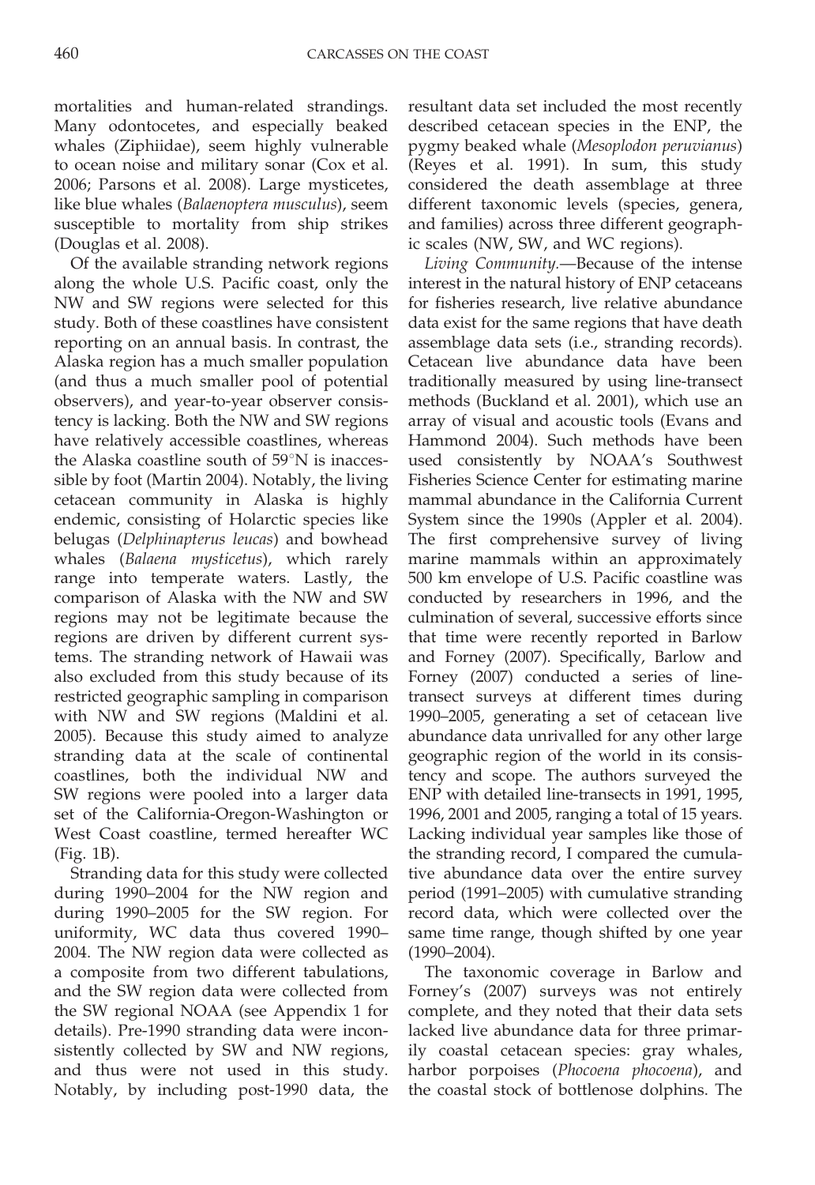mortalities and human-related strandings. Many odontocetes, and especially beaked whales (Ziphiidae), seem highly vulnerable to ocean noise and military sonar (Cox et al. 2006; Parsons et al. 2008). Large mysticetes, like blue whales (*Balaenoptera musculus*), seem susceptible to mortality from ship strikes (Douglas et al. 2008).

Of the available stranding network regions along the whole U.S. Pacific coast, only the NW and SW regions were selected for this study. Both of these coastlines have consistent reporting on an annual basis. In contrast, the Alaska region has a much smaller population (and thus a much smaller pool of potential observers), and year-to-year observer consistency is lacking. Both the NW and SW regions have relatively accessible coastlines, whereas the Alaska coastline south of 59°N is inaccessible by foot (Martin 2004). Notably, the living cetacean community in Alaska is highly endemic, consisting of Holarctic species like belugas (*Delphinapterus leucas*) and bowhead whales (*Balaena mysticetus*), which rarely range into temperate waters. Lastly, the comparison of Alaska with the NW and SW regions may not be legitimate because the regions are driven by different current systems. The stranding network of Hawaii was also excluded from this study because of its restricted geographic sampling in comparison with NW and SW regions (Maldini et al. 2005). Because this study aimed to analyze stranding data at the scale of continental coastlines, both the individual NW and SW regions were pooled into a larger data set of the California-Oregon-Washington or West Coast coastline, termed hereafter WC (Fig. 1B).

Stranding data for this study were collected during 1990–2004 for the NW region and during 1990–2005 for the SW region. For uniformity, WC data thus covered 1990–2004. The NW region data were collected as a composite from two different tabulations, and the SW region data were collected from the SW regional NOAA (see Appendix 1 for details). Pre-1990 stranding data were inconsistently collected by SW and NW regions, and thus were not used in this study. Notably, by including post-1990 data, the resultant data set included the most recently described cetacean species in the ENP, the pygmy beaked whale (*Mesoplodon peruvianus*) (Reyes et al. 1991). In sum, this study considered the death assemblage at three different taxonomic levels (species, genera, and families) across three different geographic scales (NW, SW, and WC regions).

*Living Community.*—Because of the intense interest in the natural history of ENP cetaceans for fisheries research, live relative abundance data exist for the same regions that have death assemblage data sets (i.e., stranding records). Cetacean live abundance data have been traditionally measured by using line-transect methods (Buckland et al. 2001), which use an array of visual and acoustic tools (Evans and Hammond 2004). Such methods have been used consistently by NOAA's Southwest Fisheries Science Center for estimating marine mammal abundance in the California Current System since the 1990s (Appler et al. 2004). The first comprehensive survey of living marine mammals within an approximately 500 km envelope of U.S. Pacific coastline was conducted by researchers in 1996, and the culmination of several, successive efforts since that time were recently reported in Barlow and Forney (2007). Specifically, Barlow and Forney (2007) conducted a series of line-transect surveys at different times during 1990–2005, generating a set of cetacean live abundance data unrivalled for any other large geographic region of the world in its consistency and scope. The authors surveyed the ENP with detailed line-transects in 1991, 1995, 1996, 2001 and 2005, ranging a total of 15 years. Lacking individual year samples like those of the stranding record, I compared the cumulative abundance data over the entire survey period (1991–2005) with cumulative stranding record data, which were collected over the same time range, though shifted by one year (1990–2004).

The taxonomic coverage in Barlow and Forney's (2007) surveys was not entirely complete, and they noted that their data sets lacked live abundance data for three primarily coastal cetacean species: gray whales, harbor porpoises (*Phocoena phocoena*), and the coastal stock of bottlenose dolphins. The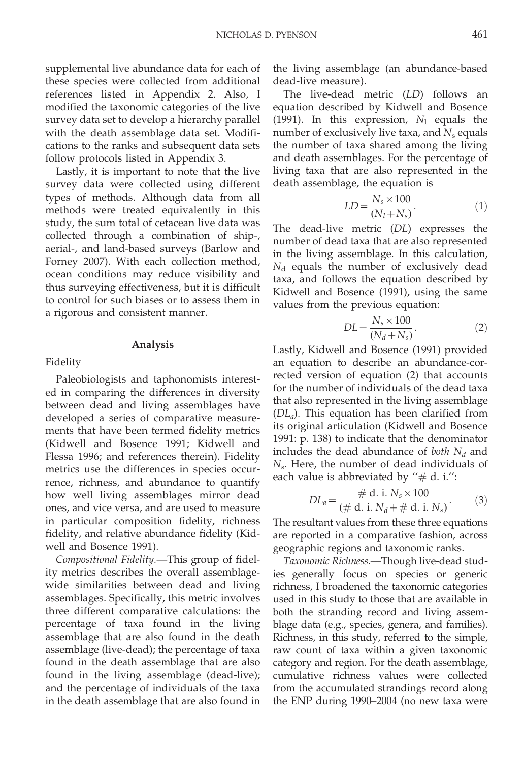supplemental live abundance data for each of these species were collected from additional references listed in Appendix 2. Also, I modified the taxonomic categories of the live survey data set to develop a hierarchy parallel with the death assemblage data set. Modifications to the ranks and subsequent data sets follow protocols listed in Appendix 3.

Lastly, it is important to note that the live survey data were collected using different types of methods. Although data from all methods were treated equivalently in this study, the sum total of cetacean live data was collected through a combination of ship-, aerial-, and land-based surveys (Barlow and Forney 2007). With each collection method, ocean conditions may reduce visibility and thus surveying effectiveness, but it is difficult to control for such biases or to assess them in a rigorous and consistent manner.

## Analysis

### Fidelity

Paleobiologists and taphonomists interested in comparing the differences in diversity between dead and living assemblages have developed a series of comparative measurements that have been termed fidelity metrics (Kidwell and Bosence 1991; Kidwell and Flessa 1996; and references therein). Fidelity metrics use the differences in species occurrence, richness, and abundance to quantify how well living assemblages mirror dead ones, and vice versa, and are used to measure in particular composition fidelity, richness fidelity, and relative abundance fidelity (Kidwell and Bosence 1991).

*Compositional Fidelity*.—This group of fidelity metrics describes the overall assemblage-wide similarities between dead and living assemblages. Specifically, this metric involves three different comparative calculations: the percentage of taxa found in the living assemblage that are also found in the death assemblage (live-dead); the percentage of taxa found in the death assemblage that are also found in the living assemblage (dead-live); and the percentage of individuals of the taxa in the death assemblage that are also found in the living assemblage (an abundance-based dead-live measure).

The live-dead metric (*LD*) follows an equation described by Kidwell and Bosence (1991). In this expression, $N_l$ equals the number of exclusively live taxa, and $N_s$ equals the number of taxa shared among the living and death assemblages. For the percentage of living taxa that are also represented in the death assemblage, the equation is

$$LD = \frac{N_s \times 100}{(N_l + N_s)}. \qquad (1)$$

The dead-live metric (*DL*) expresses the number of dead taxa that are also represented in the living assemblage. In this calculation, $N_d$ equals the number of exclusively dead taxa, and follows the equation described by Kidwell and Bosence (1991), using the same values from the previous equation:

$$DL = \frac{N_s \times 100}{(N_d + N_s)}. \qquad (2)$$

Lastly, Kidwell and Bosence (1991) provided an equation to describe an abundance-corrected version of equation (2) that accounts for the number of individuals of the dead taxa that also represented in the living assemblage ($DL_a$). This equation has been clarified from its original articulation (Kidwell and Bosence 1991: p. 138) to indicate that the denominator includes the dead abundance of *both* $N_d$ and $N_s$. Here, the number of dead individuals of each value is abbreviated by "# d. i.":

$$DL_a = \frac{\#\text{ d. i. } N_s \times 100}{(\#\text{ d. i. } N_d + \#\text{ d. i. } N_s)}. \qquad (3)$$

The resultant values from these three equations are reported in a comparative fashion, across geographic regions and taxonomic ranks.

*Taxonomic Richness*.—Though live-dead studies generally focus on species or generic richness, I broadened the taxonomic categories used in this study to those that are available in both the stranding record and living assemblage data (e.g., species, genera, and families). Richness, in this study, referred to the simple, raw count of taxa within a given taxonomic category and region. For the death assemblage, cumulative richness values were collected from the accumulated strandings record along the ENP during 1990–2004 (no new taxa were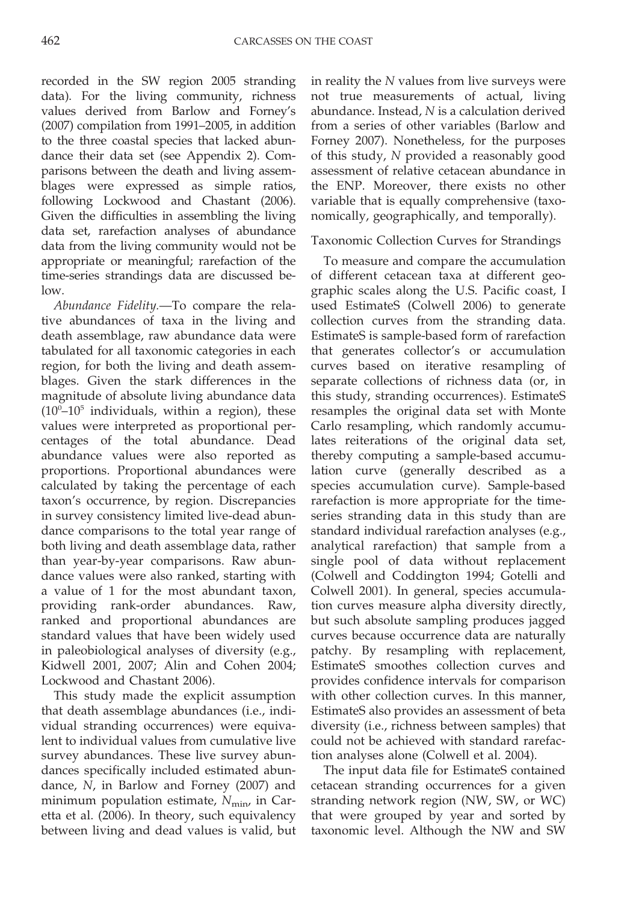recorded in the SW region 2005 stranding data). For the living community, richness values derived from Barlow and Forney's (2007) compilation from 1991–2005, in addition to the three coastal species that lacked abundance their data set (see Appendix 2). Comparisons between the death and living assemblages were expressed as simple ratios, following Lockwood and Chastant (2006). Given the difficulties in assembling the living data set, rarefaction analyses of abundance data from the living community would not be appropriate or meaningful; rarefaction of the time-series strandings data are discussed below.

*Abundance Fidelity.*—To compare the relative abundances of taxa in the living and death assemblage, raw abundance data were tabulated for all taxonomic categories in each region, for both the living and death assemblages. Given the stark differences in the magnitude of absolute living abundance data ($10^0$–$10^5$ individuals, within a region), these values were interpreted as proportional percentages of the total abundance. Dead abundance values were also reported as proportions. Proportional abundances were calculated by taking the percentage of each taxon's occurrence, by region. Discrepancies in survey consistency limited live-dead abundance comparisons to the total year range of both living and death assemblage data, rather than year-by-year comparisons. Raw abundance values were also ranked, starting with a value of 1 for the most abundant taxon, providing rank-order abundances. Raw, ranked and proportional abundances are standard values that have been widely used in paleobiological analyses of diversity (e.g., Kidwell 2001, 2007; Alin and Cohen 2004; Lockwood and Chastant 2006).

This study made the explicit assumption that death assemblage abundances (i.e., individual stranding occurrences) were equivalent to individual values from cumulative live survey abundances. These live survey abundances specifically included estimated abundance, $N$, in Barlow and Forney (2007) and minimum population estimate, $N_{min}$, in Caretta et al. (2006). In theory, such equivalency between living and dead values is valid, but in reality the $N$ values from live surveys were not true measurements of actual, living abundance. Instead, $N$ is a calculation derived from a series of other variables (Barlow and Forney 2007). Nonetheless, for the purposes of this study, $N$ provided a reasonably good assessment of relative cetacean abundance in the ENP. Moreover, there exists no other variable that is equally comprehensive (taxonomically, geographically, and temporally).

### Taxonomic Collection Curves for Strandings

To measure and compare the accumulation of different cetacean taxa at different geographic scales along the U.S. Pacific coast, I used EstimateS (Colwell 2006) to generate collection curves from the stranding data. EstimateS is sample-based form of rarefaction that generates collector's or accumulation curves based on iterative resampling of separate collections of richness data (or, in this study, stranding occurrences). EstimateS resamples the original data set with Monte Carlo resampling, which randomly accumulates reiterations of the original data set, thereby computing a sample-based accumulation curve (generally described as a species accumulation curve). Sample-based rarefaction is more appropriate for the time-series stranding data in this study than are standard individual rarefaction analyses (e.g., analytical rarefaction) that sample from a single pool of data without replacement (Colwell and Coddington 1994; Gotelli and Colwell 2001). In general, species accumulation curves measure alpha diversity directly, but such absolute sampling produces jagged curves because occurrence data are naturally patchy. By resampling with replacement, EstimateS smoothes collection curves and provides confidence intervals for comparison with other collection curves. In this manner, EstimateS also provides an assessment of beta diversity (i.e., richness between samples) that could not be achieved with standard rarefaction analyses alone (Colwell et al. 2004).

The input data file for EstimateS contained cetacean stranding occurrences for a given stranding network region (NW, SW, or WC) that were grouped by year and sorted by taxonomic level. Although the NW and SW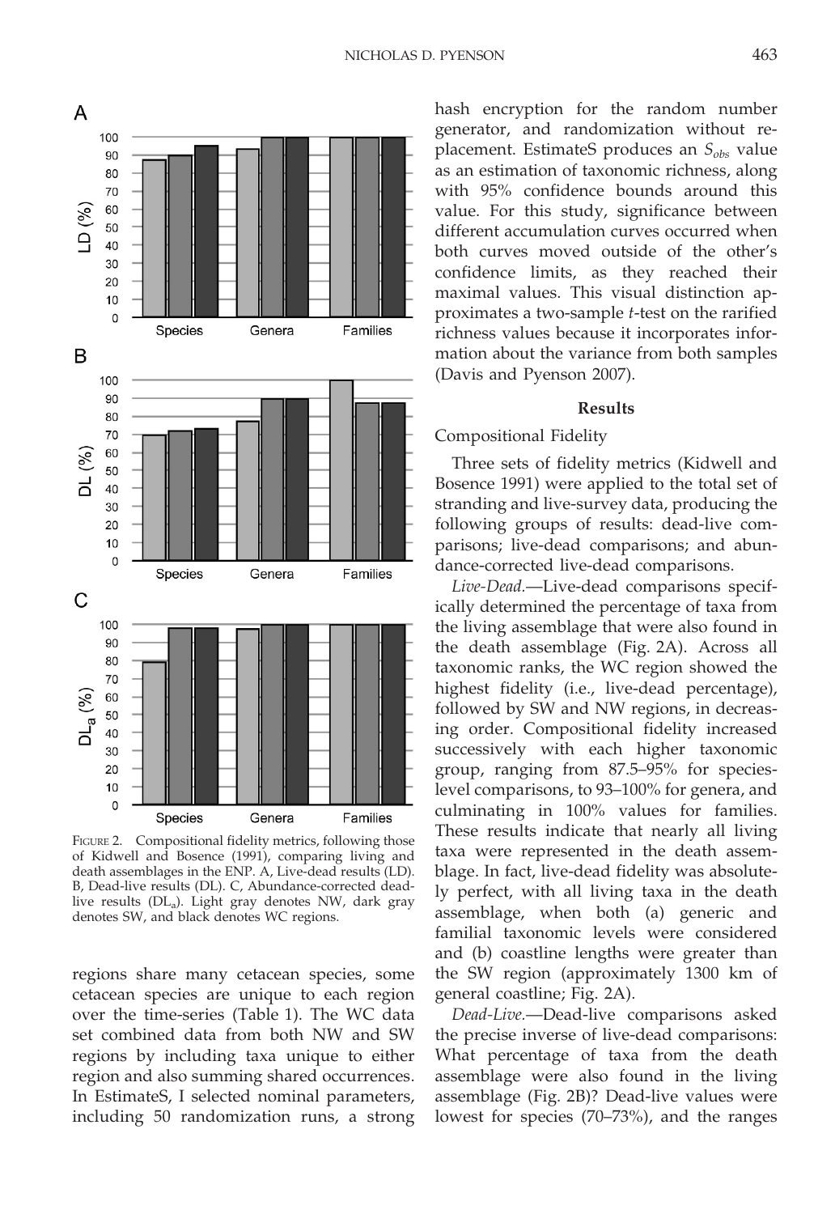FIGURE 2. Compositional fidelity metrics, following those of Kidwell and Bosence (1991), comparing living and death assemblages in the ENP. A, Live-dead results (LD). B, Dead-live results (DL). C, Abundance-corrected dead-live results ($DL_a$). Light gray denotes NW, dark gray denotes SW, and black denotes WC regions.

regions share many cetacean species, some cetacean species are unique to each region over the time-series (Table 1). The WC data set combined data from both NW and SW regions by including taxa unique to either region and also summing shared occurrences. In EstimateS, I selected nominal parameters, including 50 randomization runs, a strong hash encryption for the random number generator, and randomization without replacement. EstimateS produces an $S_{obs}$ value as an estimation of taxonomic richness, along with 95% confidence bounds around this value. For this study, significance between different accumulation curves occurred when both curves moved outside of the other's confidence limits, as they reached their maximal values. This visual distinction approximates a two-sample *t*-test on the rarified richness values because it incorporates information about the variance from both samples (Davis and Pyenson 2007).

## Results

### Compositional Fidelity

Three sets of fidelity metrics (Kidwell and Bosence 1991) were applied to the total set of stranding and live-survey data, producing the following groups of results: dead-live comparisons; live-dead comparisons; and abundance-corrected live-dead comparisons.

*Live-Dead.*—Live-dead comparisons specifically determined the percentage of taxa from the living assemblage that were also found in the death assemblage (Fig. 2A). Across all taxonomic ranks, the WC region showed the highest fidelity (i.e., live-dead percentage), followed by SW and NW regions, in decreasing order. Compositional fidelity increased successively with each higher taxonomic group, ranging from 87.5–95% for species-level comparisons, to 93–100% for genera, and culminating in 100% values for families. These results indicate that nearly all living taxa were represented in the death assemblage. In fact, live-dead fidelity was absolutely perfect, with all living taxa in the death assemblage, when both (a) generic and familial taxonomic levels were considered and (b) coastline lengths were greater than the SW region (approximately 1300 km of general coastline; Fig. 2A).

*Dead-Live.*—Dead-live comparisons asked the precise inverse of live-dead comparisons: What percentage of taxa from the death assemblage were also found in the living assemblage (Fig. 2B)? Dead-live values were lowest for species (70–73%), and the ranges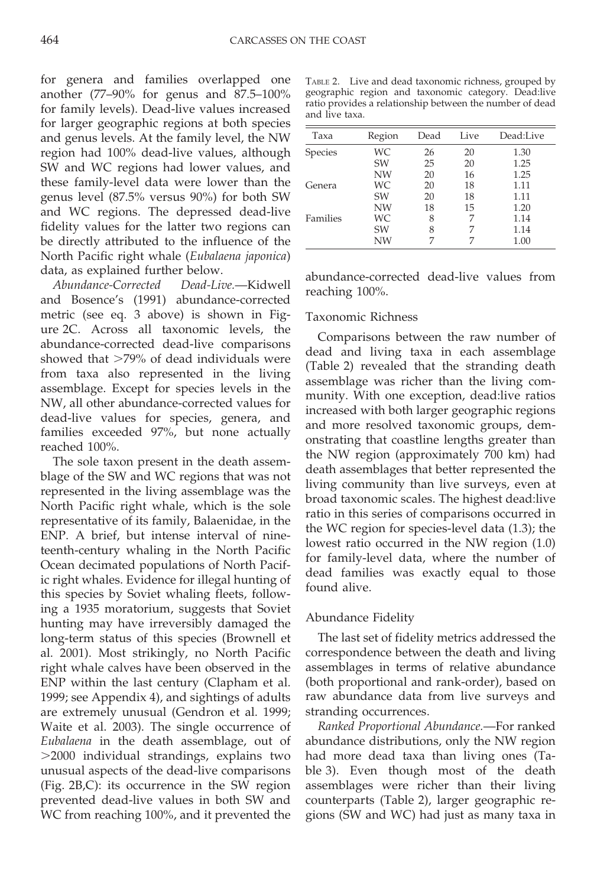for genera and families overlapped one another (77–90% for genus and 87.5–100% for family levels). Dead-live values increased for larger geographic regions at both species and genus levels. At the family level, the NW region had 100% dead-live values, although SW and WC regions had lower values, and these family-level data were lower than the genus level (87.5% versus 90%) for both SW and WC regions. The depressed dead-live fidelity values for the latter two regions can be directly attributed to the influence of the North Pacific right whale (*Eubalaena japonica*) data, as explained further below.

*Abundance-Corrected Dead-Live.*—Kidwell and Bosence's (1991) abundance-corrected metric (see eq. 3 above) is shown in Figure 2C. Across all taxonomic levels, the abundance-corrected dead-live comparisons showed that >79% of dead individuals were from taxa also represented in the living assemblage. Except for species levels in the NW, all other abundance-corrected values for dead-live values for species, genera, and families exceeded 97%, but none actually reached 100%.

The sole taxon present in the death assemblage of the SW and WC regions that was not represented in the living assemblage was the North Pacific right whale, which is the sole representative of its family, Balaenidae, in the ENP. A brief, but intense interval of nineteenth-century whaling in the North Pacific Ocean decimated populations of North Pacific right whales. Evidence for illegal hunting of this species by Soviet whaling fleets, following a 1935 moratorium, suggests that Soviet hunting may have irreversibly damaged the long-term status of this species (Brownell et al. 2001). Most strikingly, no North Pacific right whale calves have been observed in the ENP within the last century (Clapham et al. 1999; see Appendix 4), and sightings of adults are extremely unusual (Gendron et al. 1999; Waite et al. 2003). The single occurrence of *Eubalaena* in the death assemblage, out of >2000 individual strandings, explains two unusual aspects of the dead-live comparisons (Fig. 2B,C): its occurrence in the SW region prevented dead-live values in both SW and WC from reaching 100%, and it prevented the abundance-corrected dead-live values from reaching 100%.

TABLE 2. Live and dead taxonomic richness, grouped by geographic region and taxonomic category. Dead:live ratio provides a relationship between the number of dead and live taxa.

| Taxa | Region | Dead | Live | Dead:Live |
|---|---|---|---|---|
| Species | WC | 26 | 20 | 1.30 |
| | SW | 25 | 20 | 1.25 |
| | NW | 20 | 16 | 1.25 |
| Genera | WC | 20 | 18 | 1.11 |
| | SW | 20 | 18 | 1.11 |
| | NW | 18 | 15 | 1.20 |
| Families | WC | 8 | 7 | 1.14 |
| | SW | 8 | 7 | 1.14 |
| | NW | 7 | 7 | 1.00 |

### Taxonomic Richness

Comparisons between the raw number of dead and living taxa in each assemblage (Table 2) revealed that the stranding death assemblage was richer than the living community. With one exception, dead:live ratios increased with both larger geographic regions and more resolved taxonomic groups, demonstrating that coastline lengths greater than the NW region (approximately 700 km) had death assemblages that better represented the living community than live surveys, even at broad taxonomic scales. The highest dead:live ratio in this series of comparisons occurred in the WC region for species-level data (1.3); the lowest ratio occurred in the NW region (1.0) for family-level data, where the number of dead families was exactly equal to those found alive.

### Abundance Fidelity

The last set of fidelity metrics addressed the correspondence between the death and living assemblages in terms of relative abundance (both proportional and rank-order), based on raw abundance data from live surveys and stranding occurrences.

*Ranked Proportional Abundance.*—For ranked abundance distributions, only the NW region had more dead taxa than living ones (Table 3). Even though most of the death assemblages were richer than their living counterparts (Table 2), larger geographic regions (SW and WC) had just as many taxa in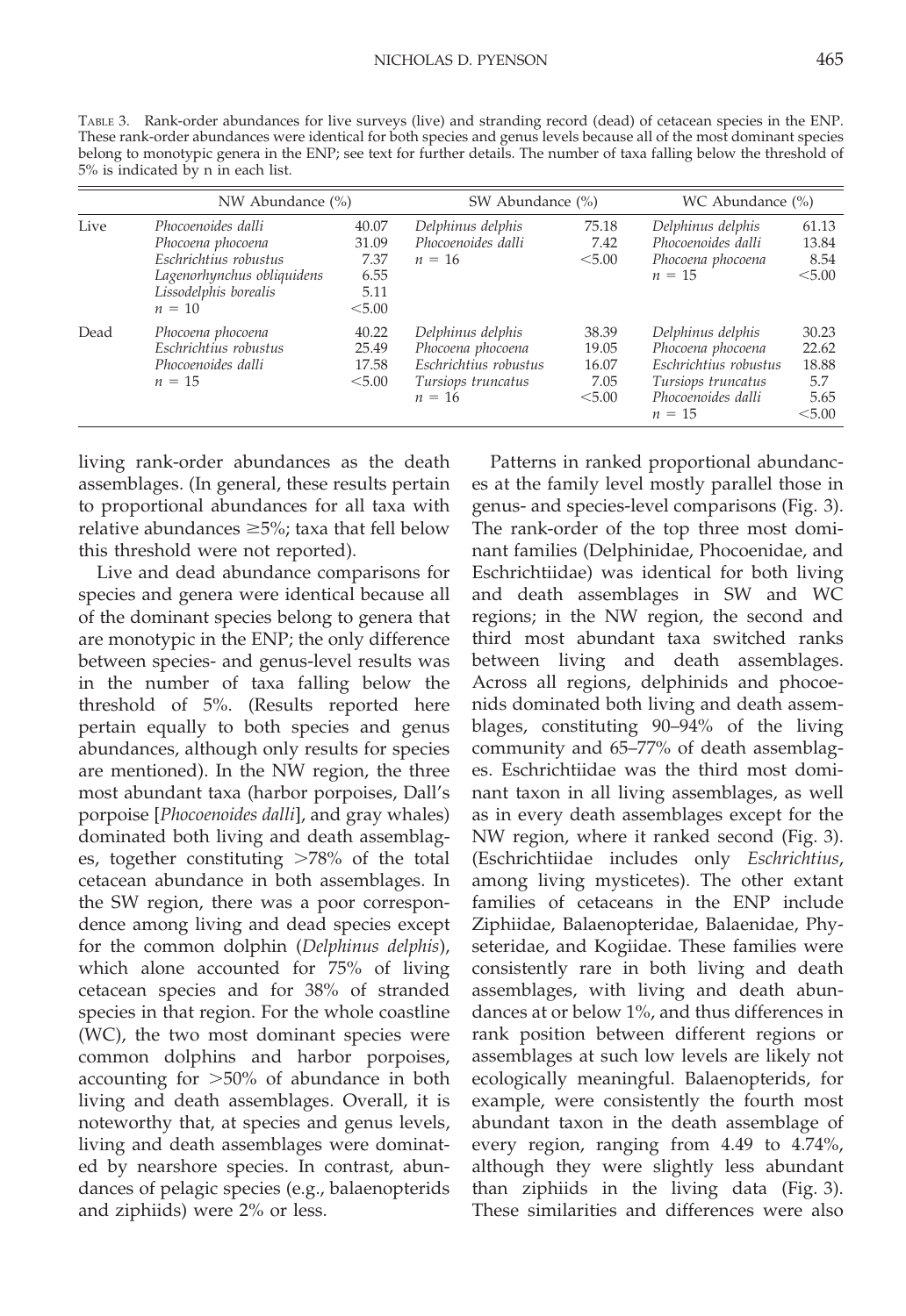TABLE 3. Rank-order abundances for live surveys (live) and stranding record (dead) of cetacean species in the ENP. These rank-order abundances were identical for both species and genus levels because all of the most dominant species belong to monotypic genera in the ENP; see text for further details. The number of taxa falling below the threshold of 5% is indicated by n in each list.

| | NW Abundance (%) | | SW Abundance (%) | | WC Abundance (%) | |
|---|---|---|---|---|---|---|
| Live | *Phocoenoides dalli* | 40.07 | *Delphinus delphis* | 75.18 | *Delphinus delphis* | 61.13 |
| | *Phocoena phocoena* | 31.09 | *Phocoenoides dalli* | 7.42 | *Phocoenoides dalli* | 13.84 |
| | *Eschrichtius robustus* | 7.37 | $n = 16$ | <5.00 | *Phocoena phocoena* | 8.54 |
| | *Lagenorhynchus obliquidens* | 6.55 | | | $n = 15$ | <5.00 |
| | *Lissodelphis borealis* | 5.11 | | | | |
| | $n = 10$ | <5.00 | | | | |
| Dead | *Phocoena phocoena* | 40.22 | *Delphinus delphis* | 38.39 | *Delphinus delphis* | 30.23 |
| | *Eschrichtius robustus* | 25.49 | *Phocoena phocoena* | 19.05 | *Phocoena phocoena* | 22.62 |
| | *Phocoenoides dalli* | 17.58 | *Eschrichtius robustus* | 16.07 | *Eschrichtius robustus* | 18.88 |
| | $n = 15$ | <5.00 | *Tursiops truncatus* | 7.05 | *Tursiops truncatus* | 5.7 |
| | | | $n = 16$ | <5.00 | *Phocoenoides dalli* | 5.65 |
| | | | | | $n = 15$ | <5.00 |

living rank-order abundances as the death assemblages. (In general, these results pertain to proportional abundances for all taxa with relative abundances ≥5%; taxa that fell below this threshold were not reported).

Live and dead abundance comparisons for species and genera were identical because all of the dominant species belong to genera that are monotypic in the ENP; the only difference between species- and genus-level results was in the number of taxa falling below the threshold of 5%. (Results reported here pertain equally to both species and genus abundances, although only results for species are mentioned). In the NW region, the three most abundant taxa (harbor porpoises, Dall's porpoise [*Phocoenoides dalli*], and gray whales) dominated both living and death assemblages, together constituting >78% of the total cetacean abundance in both assemblages. In the SW region, there was a poor correspondence among living and dead species except for the common dolphin (*Delphinus delphis*), which alone accounted for 75% of living cetacean species and for 38% of stranded species in that region. For the whole coastline (WC), the two most dominant species were common dolphins and harbor porpoises, accounting for >50% of abundance in both living and death assemblages. Overall, it is noteworthy that, at species and genus levels, living and death assemblages were dominated by nearshore species. In contrast, abundances of pelagic species (e.g., balaenopterids and ziphiids) were 2% or less.

Patterns in ranked proportional abundances at the family level mostly parallel those in genus- and species-level comparisons (Fig. 3). The rank-order of the top three most dominant families (Delphinidae, Phocoenidae, and Eschrichtiidae) was identical for both living and death assemblages in SW and WC regions; in the NW region, the second and third most abundant taxa switched ranks between living and death assemblages. Across all regions, delphinids and phocoenids dominated both living and death assemblages, constituting 90–94% of the living community and 65–77% of death assemblages. Eschrichtiidae was the third most dominant taxon in all living assemblages, as well as in every death assemblages except for the NW region, where it ranked second (Fig. 3). (Eschrichtiidae includes only *Eschrichtius*, among living mysticetes). The other extant families of cetaceans in the ENP include Ziphiidae, Balaenopteridae, Balaenidae, Physeteridae, and Kogiidae. These families were consistently rare in both living and death assemblages, with living and death abundances at or below 1%, and thus differences in rank position between different regions or assemblages at such low levels are likely not ecologically meaningful. Balaenopterids, for example, were consistently the fourth most abundant taxon in the death assemblage of every region, ranging from 4.49 to 4.74%, although they were slightly less abundant than ziphiids in the living data (Fig. 3). These similarities and differences were also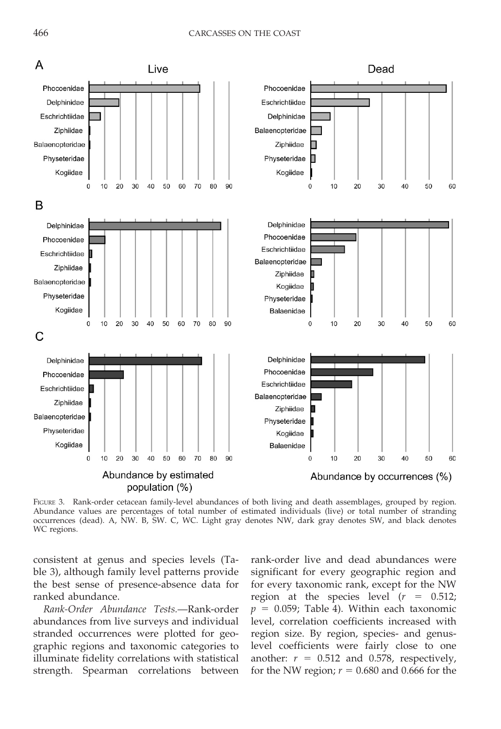FIGURE 3. Rank-order cetacean family-level abundances of both living and death assemblages, grouped by region. Abundance values are percentages of total number of estimated individuals (live) or total number of stranding occurrences (dead). A, NW. B, SW. C, WC. Light gray denotes NW, dark gray denotes SW, and black denotes WC regions.

consistent at genus and species levels (Table 3), although family level patterns provide the best sense of presence-absence data for ranked abundance.

*Rank-Order Abundance Tests.*—Rank-order abundances from live surveys and individual stranded occurrences were plotted for geographic regions and taxonomic categories to illuminate fidelity correlations with statistical strength. Spearman correlations between rank-order live and dead abundances were significant for every geographic region and for every taxonomic rank, except for the NW region at the species level ($r = 0.512$; $p = 0.059$; Table 4). Within each taxonomic level, correlation coefficients increased with region size. By region, species- and genus-level coefficients were fairly close to one another: $r = 0.512$ and $0.578$, respectively, for the NW region; $r = 0.680$ and $0.666$ for the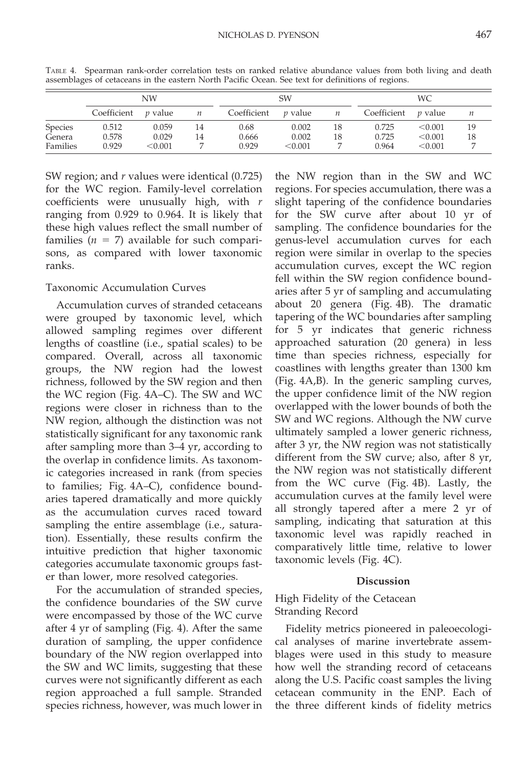TABLE 4. Spearman rank-order correlation tests on ranked relative abundance values from both living and death assemblages of cetaceans in the eastern North Pacific Ocean. See text for definitions of regions.

| | NW | | | SW | | | WC | | |
|---|---|---|---|---|---|---|---|---|---|
| | Coefficient | *p* value | *n* | Coefficient | *p* value | *n* | Coefficient | *p* value | *n* |
| Species | 0.512 | 0.059 | 14 | 0.68 | 0.002 | 18 | 0.725 | <0.001 | 19 |
| Genera | 0.578 | 0.029 | 14 | 0.666 | 0.002 | 18 | 0.725 | <0.001 | 18 |
| Families | 0.929 | <0.001 | 7 | 0.929 | <0.001 | 7 | 0.964 | <0.001 | 7 |

SW region; and $r$ values were identical (0.725) for the WC region. Family-level correlation coefficients were unusually high, with $r$ ranging from 0.929 to 0.964. It is likely that these high values reflect the small number of families ($n = 7$) available for such comparisons, as compared with lower taxonomic ranks.

### Taxonomic Accumulation Curves

Accumulation curves of stranded cetaceans were grouped by taxonomic level, which allowed sampling regimes over different lengths of coastline (i.e., spatial scales) to be compared. Overall, across all taxonomic groups, the NW region had the lowest richness, followed by the SW region and then the WC region (Fig. 4A–C). The SW and WC regions were closer in richness than to the NW region, although the distinction was not statistically significant for any taxonomic rank after sampling more than 3–4 yr, according to the overlap in confidence limits. As taxonomic categories increased in rank (from species to families; Fig. 4A–C), confidence boundaries tapered dramatically and more quickly as the accumulation curves raced toward sampling the entire assemblage (i.e., saturation). Essentially, these results confirm the intuitive prediction that higher taxonomic categories accumulate taxonomic groups faster than lower, more resolved categories.

For the accumulation of stranded species, the confidence boundaries of the SW curve were encompassed by those of the WC curve after 4 yr of sampling (Fig. 4). After the same duration of sampling, the upper confidence boundary of the NW region overlapped into the SW and WC limits, suggesting that these curves were not significantly different as each region approached a full sample. Stranded species richness, however, was much lower in the NW region than in the SW and WC regions. For species accumulation, there was a slight tapering of the confidence boundaries for the SW curve after about 10 yr of sampling. The confidence boundaries for the genus-level accumulation curves for each region were similar in overlap to the species accumulation curves, except the WC region fell within the SW region confidence boundaries after 5 yr of sampling and accumulating about 20 genera (Fig. 4B). The dramatic tapering of the WC boundaries after sampling for 5 yr indicates that generic richness approached saturation (20 genera) in less time than species richness, especially for coastlines with lengths greater than 1300 km (Fig. 4A,B). In the generic sampling curves, the upper confidence limit of the NW region overlapped with the lower bounds of both the SW and WC regions. Although the NW curve ultimately sampled a lower generic richness, after 3 yr, the NW region was not statistically different from the SW curve; also, after 8 yr, the NW region was not statistically different from the WC curve (Fig. 4B). Lastly, the accumulation curves at the family level were all strongly tapered after a mere 2 yr of sampling, indicating that saturation at this taxonomic level was rapidly reached in comparatively little time, relative to lower taxonomic levels (Fig. 4C).

## Discussion

### High Fidelity of the Cetacean Stranding Record

Fidelity metrics pioneered in paleoecological analyses of marine invertebrate assemblages were used in this study to measure how well the stranding record of cetaceans along the U.S. Pacific coast samples the living cetacean community in the ENP. Each of the three different kinds of fidelity metrics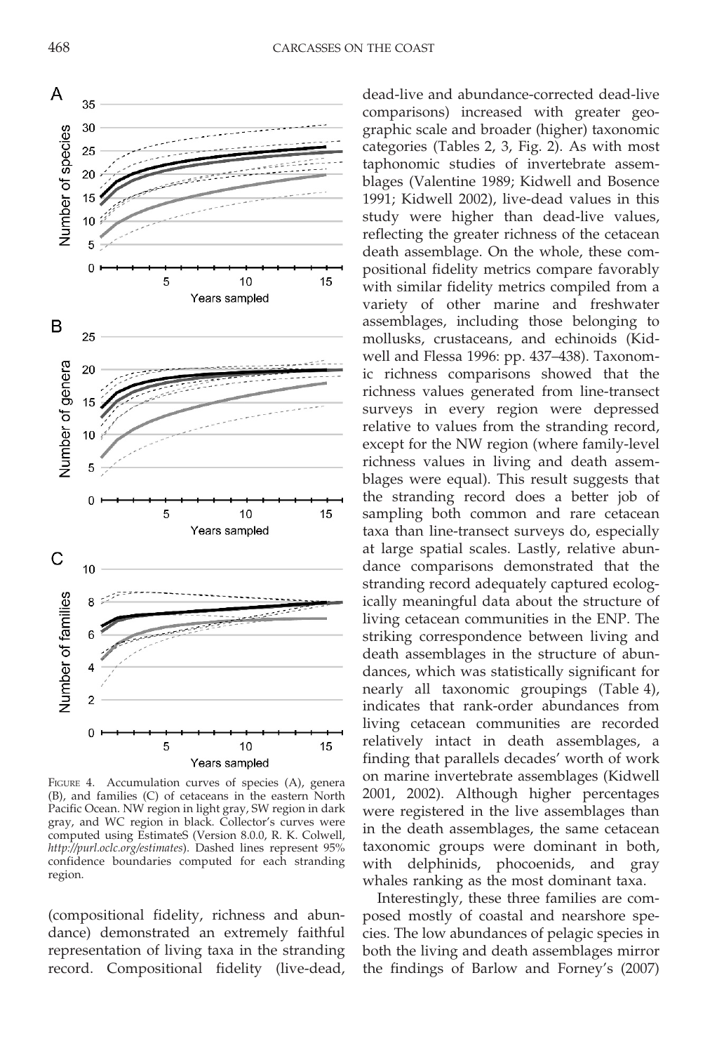FIGURE 4. Accumulation curves of species (A), genera (B), and families (C) of cetaceans in the eastern North Pacific Ocean. NW region in light gray, SW region in dark gray, and WC region in black. Collector's curves were computed using EstimateS (Version 8.0.0, R. K. Colwell, *http://purl.oclc.org/estimates*). Dashed lines represent 95% confidence boundaries computed for each stranding region.

(compositional fidelity, richness and abundance) demonstrated an extremely faithful representation of living taxa in the stranding record. Compositional fidelity (live-dead, dead-live and abundance-corrected dead-live comparisons) increased with greater geographic scale and broader (higher) taxonomic categories (Tables 2, 3, Fig. 2). As with most taphonomic studies of invertebrate assemblages (Valentine 1989; Kidwell and Bosence 1991; Kidwell 2002), live-dead values in this study were higher than dead-live values, reflecting the greater richness of the cetacean death assemblage. On the whole, these compositional fidelity metrics compare favorably with similar fidelity metrics compiled from a variety of other marine and freshwater assemblages, including those belonging to mollusks, crustaceans, and echinoids (Kidwell and Flessa 1996: pp. 437–438). Taxonomic richness comparisons showed that the richness values generated from line-transect surveys in every region were depressed relative to values from the stranding record, except for the NW region (where family-level richness values in living and death assemblages were equal). This result suggests that the stranding record does a better job of sampling both common and rare cetacean taxa than line-transect surveys do, especially at large spatial scales. Lastly, relative abundance comparisons demonstrated that the stranding record adequately captured ecologically meaningful data about the structure of living cetacean communities in the ENP. The striking correspondence between living and death assemblages in the structure of abundances, which was statistically significant for nearly all taxonomic groupings (Table 4), indicates that rank-order abundances from living cetacean communities are recorded relatively intact in death assemblages, a finding that parallels decades' worth of work on marine invertebrate assemblages (Kidwell 2001, 2002). Although higher percentages were registered in the live assemblages than in the death assemblages, the same cetacean taxonomic groups were dominant in both, with delphinids, phocoenids, and gray whales ranking as the most dominant taxa.

Interestingly, these three families are composed mostly of coastal and nearshore species. The low abundances of pelagic species in both the living and death assemblages mirror the findings of Barlow and Forney's (2007)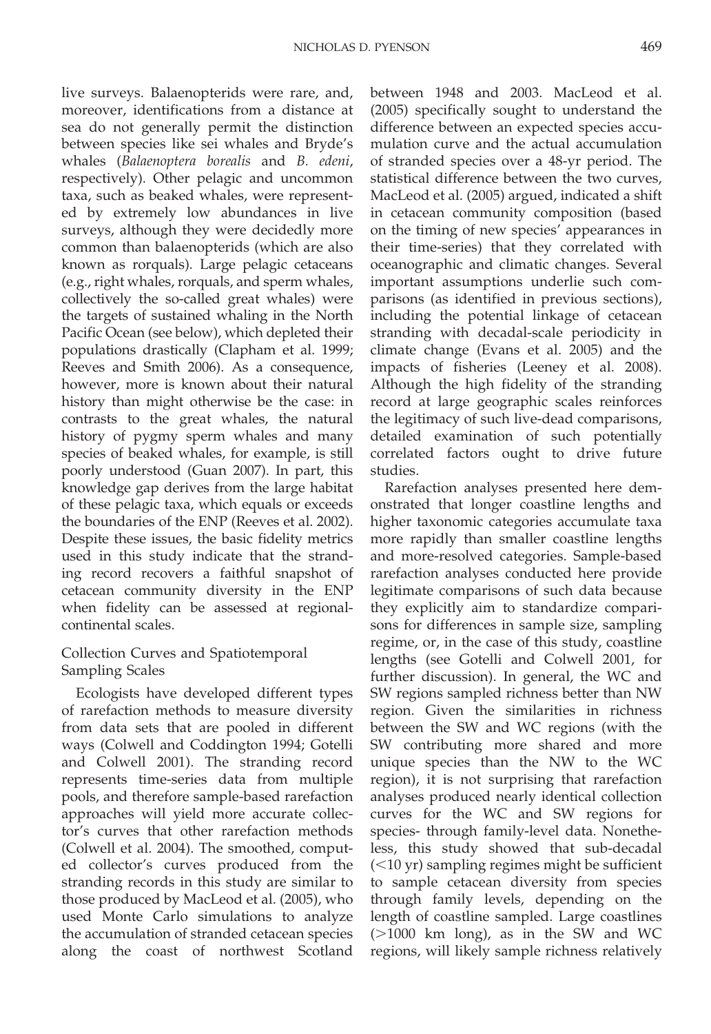live surveys. Balaenopterids were rare, and, moreover, identifications from a distance at sea do not generally permit the distinction between species like sei whales and Bryde's whales (*Balaenoptera borealis* and *B. edeni*, respectively). Other pelagic and uncommon taxa, such as beaked whales, were represented by extremely low abundances in live surveys, although they were decidedly more common than balaenopterids (which are also known as rorquals). Large pelagic cetaceans (e.g., right whales, rorquals, and sperm whales, collectively the so-called great whales) were the targets of sustained whaling in the North Pacific Ocean (see below), which depleted their populations drastically (Clapham et al. 1999; Reeves and Smith 2006). As a consequence, however, more is known about their natural history than might otherwise be the case: in contrasts to the great whales, the natural history of pygmy sperm whales and many species of beaked whales, for example, is still poorly understood (Guan 2007). In part, this knowledge gap derives from the large habitat of these pelagic taxa, which equals or exceeds the boundaries of the ENP (Reeves et al. 2002). Despite these issues, the basic fidelity metrics used in this study indicate that the stranding record recovers a faithful snapshot of cetacean community diversity in the ENP when fidelity can be assessed at regional-continental scales.

## Collection Curves and Spatiotemporal Sampling Scales

Ecologists have developed different types of rarefaction methods to measure diversity from data sets that are pooled in different ways (Colwell and Coddington 1994; Gotelli and Colwell 2001). The stranding record represents time-series data from multiple pools, and therefore sample-based rarefaction approaches will yield more accurate collector's curves that other rarefaction methods (Colwell et al. 2004). The smoothed, computed collector's curves produced from the stranding records in this study are similar to those produced by MacLeod et al. (2005), who used Monte Carlo simulations to analyze the accumulation of stranded cetacean species along the coast of northwest Scotland between 1948 and 2003. MacLeod et al. (2005) specifically sought to understand the difference between an expected species accumulation curve and the actual accumulation of stranded species over a 48-yr period. The statistical difference between the two curves, MacLeod et al. (2005) argued, indicated a shift in cetacean community composition (based on the timing of new species' appearances in their time-series) that they correlated with oceanographic and climatic changes. Several important assumptions underlie such comparisons (as identified in previous sections), including the potential linkage of cetacean stranding with decadal-scale periodicity in climate change (Evans et al. 2005) and the impacts of fisheries (Leeney et al. 2008). Although the high fidelity of the stranding record at large geographic scales reinforces the legitimacy of such live-dead comparisons, detailed examination of such potentially correlated factors ought to drive future studies.

Rarefaction analyses presented here demonstrated that longer coastline lengths and higher taxonomic categories accumulate taxa more rapidly than smaller coastline lengths and more-resolved categories. Sample-based rarefaction analyses conducted here provide legitimate comparisons of such data because they explicitly aim to standardize comparisons for differences in sample size, sampling regime, or, in the case of this study, coastline lengths (see Gotelli and Colwell 2001, for further discussion). In general, the WC and SW regions sampled richness better than NW region. Given the similarities in richness between the SW and WC regions (with the SW contributing more shared and more unique species than the NW to the WC region), it is not surprising that rarefaction analyses produced nearly identical collection curves for the WC and SW regions for species- through family-level data. Nonetheless, this study showed that sub-decadal (<10 yr) sampling regimes might be sufficient to sample cetacean diversity from species through family levels, depending on the length of coastline sampled. Large coastlines (>1000 km long), as in the SW and WC regions, will likely sample richness relatively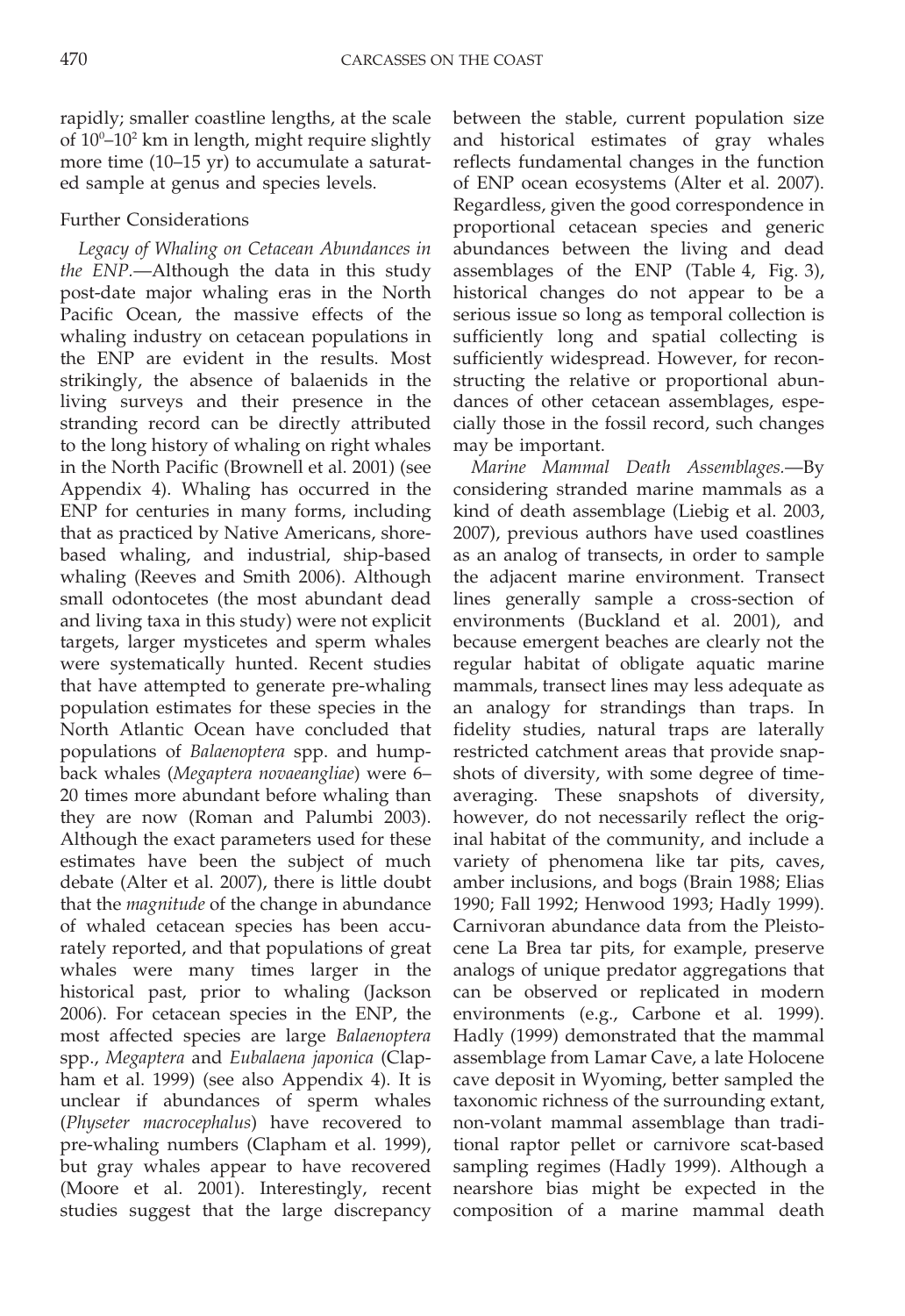rapidly; smaller coastline lengths, at the scale of $10^0$–$10^2$ km in length, might require slightly more time (10–15 yr) to accumulate a saturated sample at genus and species levels.

### Further Considerations

*Legacy of Whaling on Cetacean Abundances in the ENP.*—Although the data in this study post-date major whaling eras in the North Pacific Ocean, the massive effects of the whaling industry on cetacean populations in the ENP are evident in the results. Most strikingly, the absence of balaenids in the living surveys and their presence in the stranding record can be directly attributed to the long history of whaling on right whales in the North Pacific (Brownell et al. 2001) (see Appendix 4). Whaling has occurred in the ENP for centuries in many forms, including that as practiced by Native Americans, shore-based whaling, and industrial, ship-based whaling (Reeves and Smith 2006). Although small odontocetes (the most abundant dead and living taxa in this study) were not explicit targets, larger mysticetes and sperm whales were systematically hunted. Recent studies that have attempted to generate pre-whaling population estimates for these species in the North Atlantic Ocean have concluded that populations of *Balaenoptera* spp. and humpback whales (*Megaptera novaeangliae*) were 6–20 times more abundant before whaling than they are now (Roman and Palumbi 2003). Although the exact parameters used for these estimates have been the subject of much debate (Alter et al. 2007), there is little doubt that the *magnitude* of the change in abundance of whaled cetacean species has been accurately reported, and that populations of great whales were many times larger in the historical past, prior to whaling (Jackson 2006). For cetacean species in the ENP, the most affected species are large *Balaenoptera* spp., *Megaptera* and *Eubalaena japonica* (Clapham et al. 1999) (see also Appendix 4). It is unclear if abundances of sperm whales (*Physeter macrocephalus*) have recovered to pre-whaling numbers (Clapham et al. 1999), but gray whales appear to have recovered (Moore et al. 2001). Interestingly, recent studies suggest that the large discrepancy between the stable, current population size and historical estimates of gray whales reflects fundamental changes in the function of ENP ocean ecosystems (Alter et al. 2007). Regardless, given the good correspondence in proportional cetacean species and generic abundances between the living and dead assemblages of the ENP (Table 4, Fig. 3), historical changes do not appear to be a serious issue so long as temporal collection is sufficiently long and spatial collecting is sufficiently widespread. However, for reconstructing the relative or proportional abundances of other cetacean assemblages, especially those in the fossil record, such changes may be important.

*Marine Mammal Death Assemblages.*—By considering stranded marine mammals as a kind of death assemblage (Liebig et al. 2003, 2007), previous authors have used coastlines as an analog of transects, in order to sample the adjacent marine environment. Transect lines generally sample a cross-section of environments (Buckland et al. 2001), and because emergent beaches are clearly not the regular habitat of obligate aquatic marine mammals, transect lines may less adequate as an analogy for strandings than traps. In fidelity studies, natural traps are laterally restricted catchment areas that provide snapshots of diversity, with some degree of time-averaging. These snapshots of diversity, however, do not necessarily reflect the original habitat of the community, and include a variety of phenomena like tar pits, caves, amber inclusions, and bogs (Brain 1988; Elias 1990; Fall 1992; Henwood 1993; Hadly 1999). Carnivoran abundance data from the Pleistocene La Brea tar pits, for example, preserve analogs of unique predator aggregations that can be observed or replicated in modern environments (e.g., Carbone et al. 1999). Hadly (1999) demonstrated that the mammal assemblage from Lamar Cave, a late Holocene cave deposit in Wyoming, better sampled the taxonomic richness of the surrounding extant, non-volant mammal assemblage than traditional raptor pellet or carnivore scat-based sampling regimes (Hadly 1999). Although a nearshore bias might be expected in the composition of a marine mammal death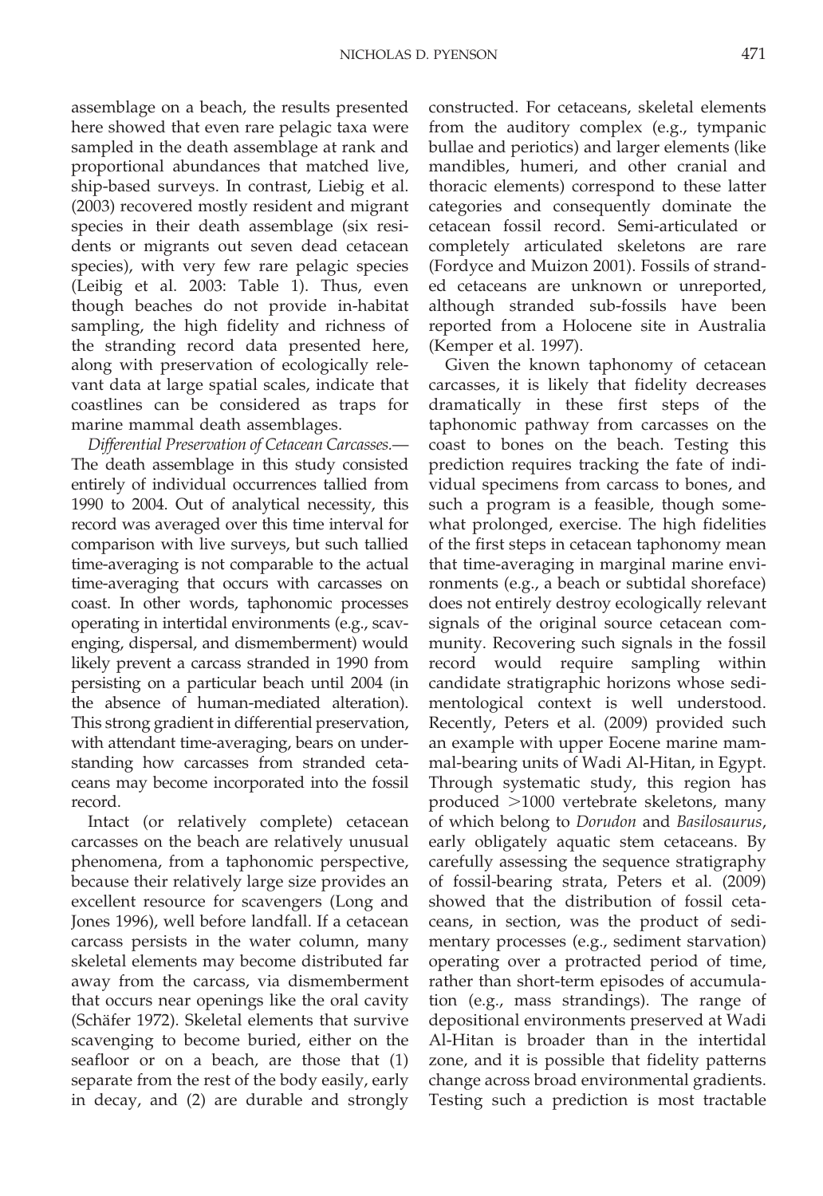assemblage on a beach, the results presented here showed that even rare pelagic taxa were sampled in the death assemblage at rank and proportional abundances that matched live, ship-based surveys. In contrast, Liebig et al. (2003) recovered mostly resident and migrant species in their death assemblage (six residents or migrants out seven dead cetacean species), with very few rare pelagic species (Leibig et al. 2003: Table 1). Thus, even though beaches do not provide in-habitat sampling, the high fidelity and richness of the stranding record data presented here, along with preservation of ecologically relevant data at large spatial scales, indicate that coastlines can be considered as traps for marine mammal death assemblages.

*Differential Preservation of Cetacean Carcasses.*— The death assemblage in this study consisted entirely of individual occurrences tallied from 1990 to 2004. Out of analytical necessity, this record was averaged over this time interval for comparison with live surveys, but such tallied time-averaging is not comparable to the actual time-averaging that occurs with carcasses on coast. In other words, taphonomic processes operating in intertidal environments (e.g., scavenging, dispersal, and dismemberment) would likely prevent a carcass stranded in 1990 from persisting on a particular beach until 2004 (in the absence of human-mediated alteration). This strong gradient in differential preservation, with attendant time-averaging, bears on understanding how carcasses from stranded cetaceans may become incorporated into the fossil record.

Intact (or relatively complete) cetacean carcasses on the beach are relatively unusual phenomena, from a taphonomic perspective, because their relatively large size provides an excellent resource for scavengers (Long and Jones 1996), well before landfall. If a cetacean carcass persists in the water column, many skeletal elements may become distributed far away from the carcass, via dismemberment that occurs near openings like the oral cavity (Schäfer 1972). Skeletal elements that survive scavenging to become buried, either on the seafloor or on a beach, are those that (1) separate from the rest of the body easily, early in decay, and (2) are durable and strongly constructed. For cetaceans, skeletal elements from the auditory complex (e.g., tympanic bullae and periotics) and larger elements (like mandibles, humeri, and other cranial and thoracic elements) correspond to these latter categories and consequently dominate the cetacean fossil record. Semi-articulated or completely articulated skeletons are rare (Fordyce and Muizon 2001). Fossils of stranded cetaceans are unknown or unreported, although stranded sub-fossils have been reported from a Holocene site in Australia (Kemper et al. 1997).

Given the known taphonomy of cetacean carcasses, it is likely that fidelity decreases dramatically in these first steps of the taphonomic pathway from carcasses on the coast to bones on the beach. Testing this prediction requires tracking the fate of individual specimens from carcass to bones, and such a program is a feasible, though somewhat prolonged, exercise. The high fidelities of the first steps in cetacean taphonomy mean that time-averaging in marginal marine environments (e.g., a beach or subtidal shoreface) does not entirely destroy ecologically relevant signals of the original source cetacean community. Recovering such signals in the fossil record would require sampling within candidate stratigraphic horizons whose sedimentological context is well understood. Recently, Peters et al. (2009) provided such an example with upper Eocene marine mammal-bearing units of Wadi Al-Hitan, in Egypt. Through systematic study, this region has produced >1000 vertebrate skeletons, many of which belong to *Dorudon* and *Basilosaurus*, early obligately aquatic stem cetaceans. By carefully assessing the sequence stratigraphy of fossil-bearing strata, Peters et al. (2009) showed that the distribution of fossil cetaceans, in section, was the product of sedimentary processes (e.g., sediment starvation) operating over a protracted period of time, rather than short-term episodes of accumulation (e.g., mass strandings). The range of depositional environments preserved at Wadi Al-Hitan is broader than in the intertidal zone, and it is possible that fidelity patterns change across broad environmental gradients. Testing such a prediction is most tractable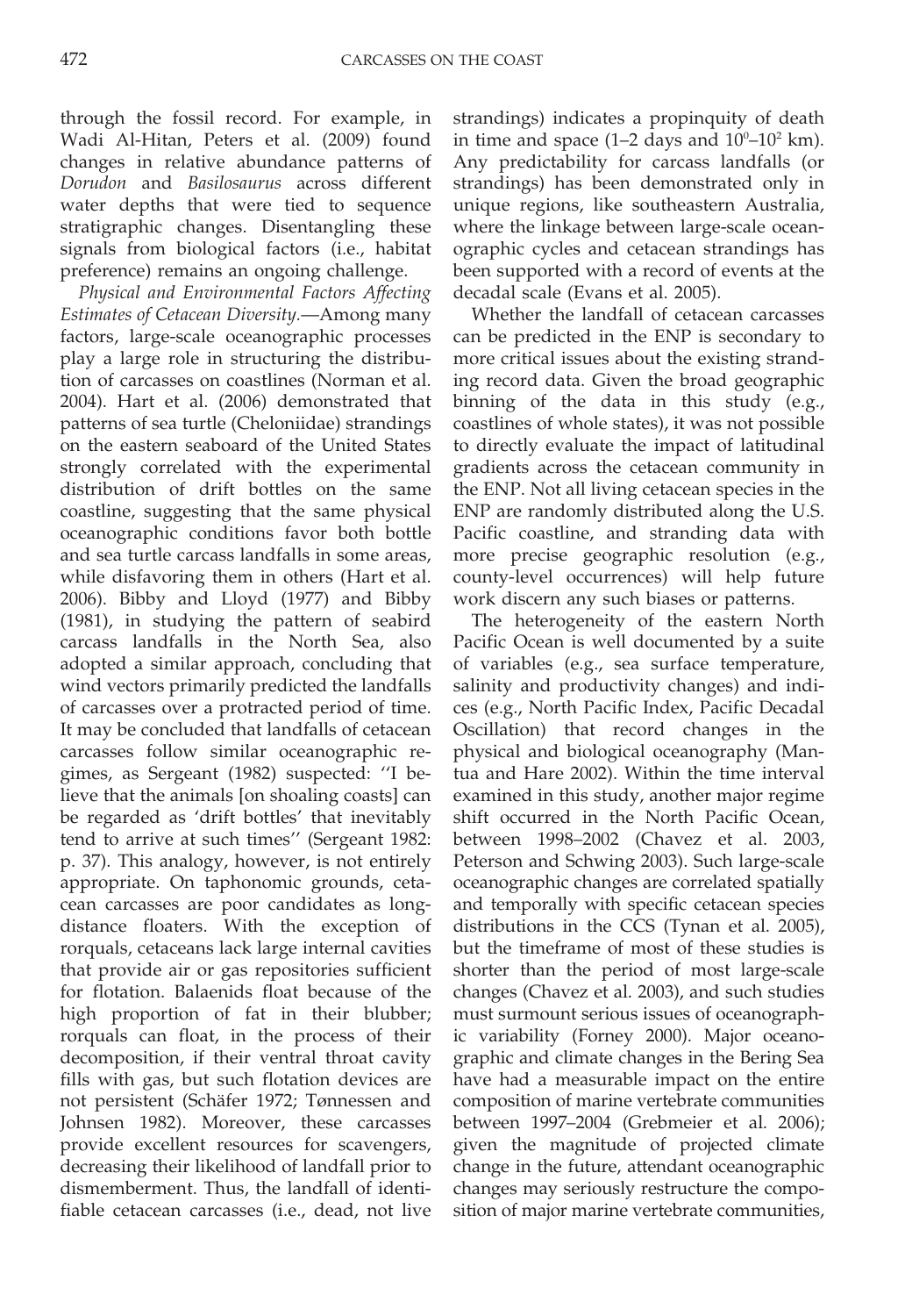through the fossil record. For example, in Wadi Al-Hitan, Peters et al. (2009) found changes in relative abundance patterns of *Dorudon* and *Basilosaurus* across different water depths that were tied to sequence stratigraphic changes. Disentangling these signals from biological factors (i.e., habitat preference) remains an ongoing challenge.

*Physical and Environmental Factors Affecting Estimates of Cetacean Diversity.*—Among many factors, large-scale oceanographic processes play a large role in structuring the distribution of carcasses on coastlines (Norman et al. 2004). Hart et al. (2006) demonstrated that patterns of sea turtle (Cheloniidae) strandings on the eastern seaboard of the United States strongly correlated with the experimental distribution of drift bottles on the same coastline, suggesting that the same physical oceanographic conditions favor both bottle and sea turtle carcass landfalls in some areas, while disfavoring them in others (Hart et al. 2006). Bibby and Lloyd (1977) and Bibby (1981), in studying the pattern of seabird carcass landfalls in the North Sea, also adopted a similar approach, concluding that wind vectors primarily predicted the landfalls of carcasses over a protracted period of time. It may be concluded that landfalls of cetacean carcasses follow similar oceanographic regimes, as Sergeant (1982) suspected: ''I believe that the animals [on shoaling coasts] can be regarded as 'drift bottles' that inevitably tend to arrive at such times'' (Sergeant 1982: p. 37). This analogy, however, is not entirely appropriate. On taphonomic grounds, cetacean carcasses are poor candidates as long-distance floaters. With the exception of rorquals, cetaceans lack large internal cavities that provide air or gas repositories sufficient for flotation. Balaenids float because of the high proportion of fat in their blubber; rorquals can float, in the process of their decomposition, if their ventral throat cavity fills with gas, but such flotation devices are not persistent (Schäfer 1972; Tønnessen and Johnsen 1982). Moreover, these carcasses provide excellent resources for scavengers, decreasing their likelihood of landfall prior to dismemberment. Thus, the landfall of identifiable cetacean carcasses (i.e., dead, not live strandings) indicates a propinquity of death in time and space (1–2 days and $10^0$–$10^2$ km). Any predictability for carcass landfalls (or strandings) has been demonstrated only in unique regions, like southeastern Australia, where the linkage between large-scale oceanographic cycles and cetacean strandings has been supported with a record of events at the decadal scale (Evans et al. 2005).

Whether the landfall of cetacean carcasses can be predicted in the ENP is secondary to more critical issues about the existing stranding record data. Given the broad geographic binning of the data in this study (e.g., coastlines of whole states), it was not possible to directly evaluate the impact of latitudinal gradients across the cetacean community in the ENP. Not all living cetacean species in the ENP are randomly distributed along the U.S. Pacific coastline, and stranding data with more precise geographic resolution (e.g., county-level occurrences) will help future work discern any such biases or patterns.

The heterogeneity of the eastern North Pacific Ocean is well documented by a suite of variables (e.g., sea surface temperature, salinity and productivity changes) and indices (e.g., North Pacific Index, Pacific Decadal Oscillation) that record changes in the physical and biological oceanography (Mantua and Hare 2002). Within the time interval examined in this study, another major regime shift occurred in the North Pacific Ocean, between 1998–2002 (Chavez et al. 2003, Peterson and Schwing 2003). Such large-scale oceanographic changes are correlated spatially and temporally with specific cetacean species distributions in the CCS (Tynan et al. 2005), but the timeframe of most of these studies is shorter than the period of most large-scale changes (Chavez et al. 2003), and such studies must surmount serious issues of oceanographic variability (Forney 2000). Major oceanographic and climate changes in the Bering Sea have had a measurable impact on the entire composition of marine vertebrate communities between 1997–2004 (Grebmeier et al. 2006); given the magnitude of projected climate change in the future, attendant oceanographic changes may seriously restructure the composition of major marine vertebrate communities,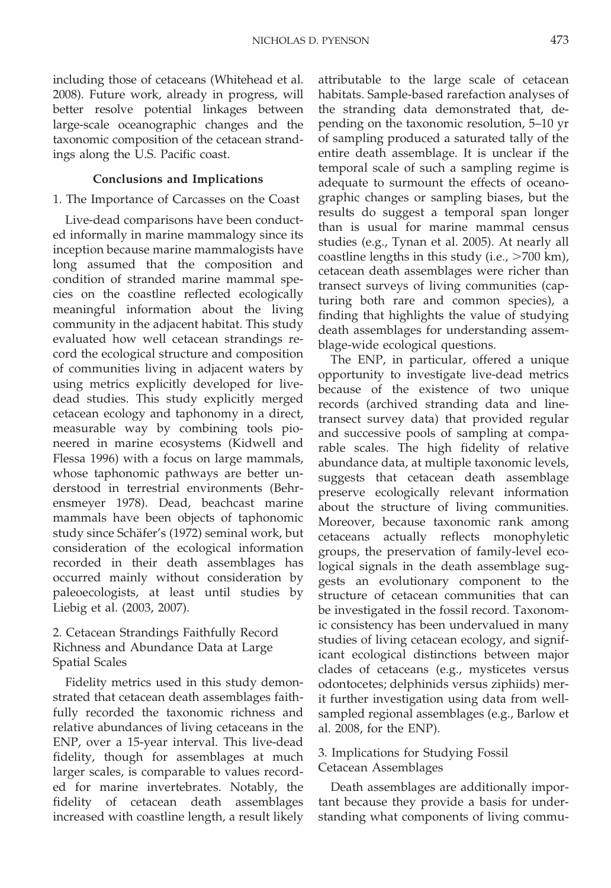including those of cetaceans (Whitehead et al. 2008). Future work, already in progress, will better resolve potential linkages between large-scale oceanographic changes and the taxonomic composition of the cetacean strandings along the U.S. Pacific coast.

## Conclusions and Implications

### 1. The Importance of Carcasses on the Coast

Live-dead comparisons have been conducted informally in marine mammalogy since its inception because marine mammalogists have long assumed that the composition and condition of stranded marine mammal species on the coastline reflected ecologically meaningful information about the living community in the adjacent habitat. This study evaluated how well cetacean strandings record the ecological structure and composition of communities living in adjacent waters by using metrics explicitly developed for live-dead studies. This study explicitly merged cetacean ecology and taphonomy in a direct, measurable way by combining tools pioneered in marine ecosystems (Kidwell and Flessa 1996) with a focus on large mammals, whose taphonomic pathways are better understood in terrestrial environments (Behrensmeyer 1978). Dead, beachcast marine mammals have been objects of taphonomic study since Schäfer's (1972) seminal work, but consideration of the ecological information recorded in their death assemblages has occurred mainly without consideration by paleoecologists, at least until studies by Liebig et al. (2003, 2007).

### 2. Cetacean Strandings Faithfully Record Richness and Abundance Data at Large Spatial Scales

Fidelity metrics used in this study demonstrated that cetacean death assemblages faithfully recorded the taxonomic richness and relative abundances of living cetaceans in the ENP, over a 15-year interval. This live-dead fidelity, though for assemblages at much larger scales, is comparable to values recorded for marine invertebrates. Notably, the fidelity of cetacean death assemblages increased with coastline length, a result likely attributable to the large scale of cetacean habitats. Sample-based rarefaction analyses of the stranding data demonstrated that, depending on the taxonomic resolution, 5–10 yr of sampling produced a saturated tally of the entire death assemblage. It is unclear if the temporal scale of such a sampling regime is adequate to surmount the effects of oceanographic changes or sampling biases, but the results do suggest a temporal span longer than is usual for marine mammal census studies (e.g., Tynan et al. 2005). At nearly all coastline lengths in this study (i.e., >700 km), cetacean death assemblages were richer than transect surveys of living communities (capturing both rare and common species), a finding that highlights the value of studying death assemblages for understanding assemblage-wide ecological questions.

The ENP, in particular, offered a unique opportunity to investigate live-dead metrics because of the existence of two unique records (archived stranding data and line-transect survey data) that provided regular and successive pools of sampling at comparable scales. The high fidelity of relative abundance data, at multiple taxonomic levels, suggests that cetacean death assemblage preserve ecologically relevant information about the structure of living communities. Moreover, because taxonomic rank among cetaceans actually reflects monophyletic groups, the preservation of family-level ecological signals in the death assemblage suggests an evolutionary component to the structure of cetacean communities that can be investigated in the fossil record. Taxonomic consistency has been undervalued in many studies of living cetacean ecology, and significant ecological distinctions between major clades of cetaceans (e.g., mysticetes versus odontocetes; delphinids versus ziphiids) merit further investigation using data from well-sampled regional assemblages (e.g., Barlow et al. 2008, for the ENP).

### 3. Implications for Studying Fossil Cetacean Assemblages

Death assemblages are additionally important because they provide a basis for understanding what components of living commu-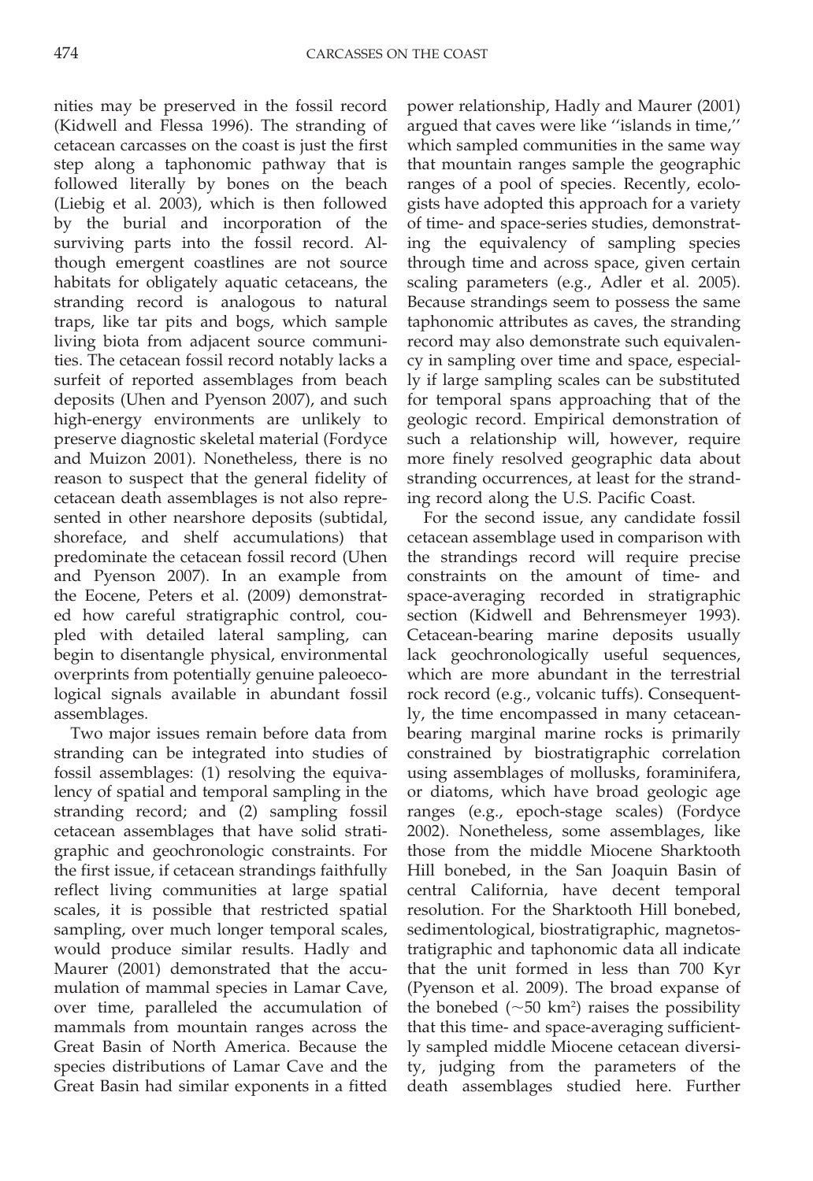nities may be preserved in the fossil record (Kidwell and Flessa 1996). The stranding of cetacean carcasses on the coast is just the first step along a taphonomic pathway that is followed literally by bones on the beach (Liebig et al. 2003), which is then followed by the burial and incorporation of the surviving parts into the fossil record. Although emergent coastlines are not source habitats for obligately aquatic cetaceans, the stranding record is analogous to natural traps, like tar pits and bogs, which sample living biota from adjacent source communities. The cetacean fossil record notably lacks a surfeit of reported assemblages from beach deposits (Uhen and Pyenson 2007), and such high-energy environments are unlikely to preserve diagnostic skeletal material (Fordyce and Muizon 2001). Nonetheless, there is no reason to suspect that the general fidelity of cetacean death assemblages is not also represented in other nearshore deposits (subtidal, shoreface, and shelf accumulations) that predominate the cetacean fossil record (Uhen and Pyenson 2007). In an example from the Eocene, Peters et al. (2009) demonstrated how careful stratigraphic control, coupled with detailed lateral sampling, can begin to disentangle physical, environmental overprints from potentially genuine paleoecological signals available in abundant fossil assemblages.

Two major issues remain before data from stranding can be integrated into studies of fossil assemblages: (1) resolving the equivalency of spatial and temporal sampling in the stranding record; and (2) sampling fossil cetacean assemblages that have solid stratigraphic and geochronologic constraints. For the first issue, if cetacean strandings faithfully reflect living communities at large spatial scales, it is possible that restricted spatial sampling, over much longer temporal scales, would produce similar results. Hadly and Maurer (2001) demonstrated that the accumulation of mammal species in Lamar Cave, over time, paralleled the accumulation of mammals from mountain ranges across the Great Basin of North America. Because the species distributions of Lamar Cave and the Great Basin had similar exponents in a fitted power relationship, Hadly and Maurer (2001) argued that caves were like ''islands in time,'' which sampled communities in the same way that mountain ranges sample the geographic ranges of a pool of species. Recently, ecologists have adopted this approach for a variety of time- and space-series studies, demonstrating the equivalency of sampling species through time and across space, given certain scaling parameters (e.g., Adler et al. 2005). Because strandings seem to possess the same taphonomic attributes as caves, the stranding record may also demonstrate such equivalency in sampling over time and space, especially if large sampling scales can be substituted for temporal spans approaching that of the geologic record. Empirical demonstration of such a relationship will, however, require more finely resolved geographic data about stranding occurrences, at least for the stranding record along the U.S. Pacific Coast.

For the second issue, any candidate fossil cetacean assemblage used in comparison with the strandings record will require precise constraints on the amount of time- and space-averaging recorded in stratigraphic section (Kidwell and Behrensmeyer 1993). Cetacean-bearing marine deposits usually lack geochronologically useful sequences, which are more abundant in the terrestrial rock record (e.g., volcanic tuffs). Consequently, the time encompassed in many cetacean-bearing marginal marine rocks is primarily constrained by biostratigraphic correlation using assemblages of mollusks, foraminifera, or diatoms, which have broad geologic age ranges (e.g., epoch-stage scales) (Fordyce 2002). Nonetheless, some assemblages, like those from the middle Miocene Sharktooth Hill bonebed, in the San Joaquin Basin of central California, have decent temporal resolution. For the Sharktooth Hill bonebed, sedimentological, biostratigraphic, magnetostratigraphic and taphonomic data all indicate that the unit formed in less than 700 Kyr (Pyenson et al. 2009). The broad expanse of the bonebed ($\sim$50 km$^2$) raises the possibility that this time- and space-averaging sufficiently sampled middle Miocene cetacean diversity, judging from the parameters of the death assemblages studied here. Further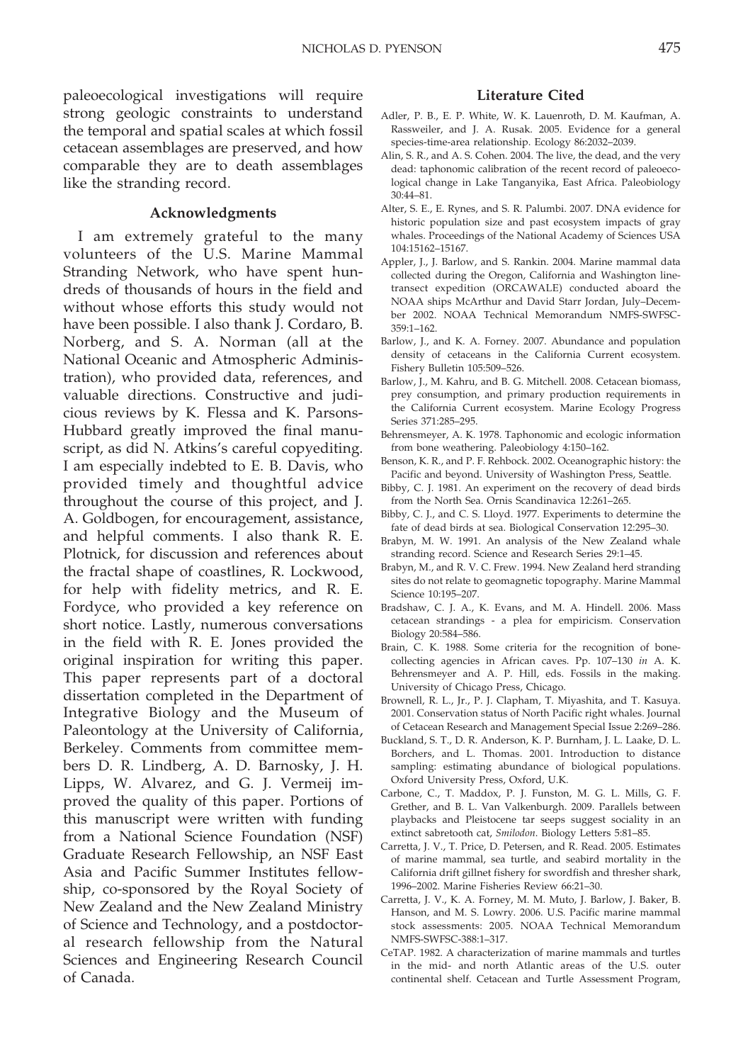paleoecological investigations will require strong geologic constraints to understand the temporal and spatial scales at which fossil cetacean assemblages are preserved, and how comparable they are to death assemblages like the stranding record.

## Acknowledgments

I am extremely grateful to the many volunteers of the U.S. Marine Mammal Stranding Network, who have spent hundreds of thousands of hours in the field and without whose efforts this study would not have been possible. I also thank J. Cordaro, B. Norberg, and S. A. Norman (all at the National Oceanic and Atmospheric Administration), who provided data, references, and valuable directions. Constructive and judicious reviews by K. Flessa and K. Parsons-Hubbard greatly improved the final manuscript, as did N. Atkins's careful copyediting. I am especially indebted to E. B. Davis, who provided timely and thoughtful advice throughout the course of this project, and J. A. Goldbogen, for encouragement, assistance, and helpful comments. I also thank R. E. Plotnick, for discussion and references about the fractal shape of coastlines, R. Lockwood, for help with fidelity metrics, and R. E. Fordyce, who provided a key reference on short notice. Lastly, numerous conversations in the field with R. E. Jones provided the original inspiration for writing this paper. This paper represents part of a doctoral dissertation completed in the Department of Integrative Biology and the Museum of Paleontology at the University of California, Berkeley. Comments from committee members D. R. Lindberg, A. D. Barnosky, J. H. Lipps, W. Alvarez, and G. J. Vermeij improved the quality of this paper. Portions of this manuscript were written with funding from a National Science Foundation (NSF) Graduate Research Fellowship, an NSF East Asia and Pacific Summer Institutes fellowship, co-sponsored by the Royal Society of New Zealand and the New Zealand Ministry of Science and Technology, and a postdoctoral research fellowship from the Natural Sciences and Engineering Research Council of Canada.

## Literature Cited

Adler, P. B., E. P. White, W. K. Lauenroth, D. M. Kaufman, A. Rassweiler, and J. A. Rusak. 2005. Evidence for a general species-time-area relationship. Ecology 86:2032–2039.

Alin, S. R., and A. S. Cohen. 2004. The live, the dead, and the very dead: taphonomic calibration of the recent record of paleoecological change in Lake Tanganyika, East Africa. Paleobiology 30:44–81.

Alter, S. E., E. Rynes, and S. R. Palumbi. 2007. DNA evidence for historic population size and past ecosystem impacts of gray whales. Proceedings of the National Academy of Sciences USA 104:15162–15167.

Appler, J., J. Barlow, and S. Rankin. 2004. Marine mammal data collected during the Oregon, California and Washington line-transect expedition (ORCAWALE) conducted aboard the NOAA ships McArthur and David Starr Jordan, July–December 2002. NOAA Technical Memorandum NMFS-SWFSC-359:1–162.

Barlow, J., and K. A. Forney. 2007. Abundance and population density of cetaceans in the California Current ecosystem. Fishery Bulletin 105:509–526.

Barlow, J., M. Kahru, and B. G. Mitchell. 2008. Cetacean biomass, prey consumption, and primary production requirements in the California Current ecosystem. Marine Ecology Progress Series 371:285–295.

Behrensmeyer, A. K. 1978. Taphonomic and ecologic information from bone weathering. Paleobiology 4:150–162.

Benson, K. R., and P. F. Rehbock. 2002. Oceanographic history: the Pacific and beyond. University of Washington Press, Seattle.

Bibby, C. J. 1981. An experiment on the recovery of dead birds from the North Sea. Ornis Scandinavica 12:261–265.

Bibby, C. J., and C. S. Lloyd. 1977. Experiments to determine the fate of dead birds at sea. Biological Conservation 12:295–30.

Brabyn, M. W. 1991. An analysis of the New Zealand whale stranding record. Science and Research Series 29:1–45.

Brabyn, M., and R. V. C. Frew. 1994. New Zealand herd stranding sites do not relate to geomagnetic topography. Marine Mammal Science 10:195–207.

Bradshaw, C. J. A., K. Evans, and M. A. Hindell. 2006. Mass cetacean strandings - a plea for empiricism. Conservation Biology 20:584–586.

Brain, C. K. 1988. Some criteria for the recognition of bone-collecting agencies in African caves. Pp. 107–130 *in* A. K. Behrensmeyer and A. P. Hill, eds. Fossils in the making. University of Chicago Press, Chicago.

Brownell, R. L., Jr., P. J. Clapham, T. Miyashita, and T. Kasuya. 2001. Conservation status of North Pacific right whales. Journal of Cetacean Research and Management Special Issue 2:269–286.

Buckland, S. T., D. R. Anderson, K. P. Burnham, J. L. Laake, D. L. Borchers, and L. Thomas. 2001. Introduction to distance sampling: estimating abundance of biological populations. Oxford University Press, Oxford, U.K.

Carbone, C., T. Maddox, P. J. Funston, M. G. L. Mills, G. F. Grether, and B. L. Van Valkenburgh. 2009. Parallels between playbacks and Pleistocene tar seeps suggest sociality in an extinct sabretooth cat, *Smilodon*. Biology Letters 5:81–85.

Carretta, J. V., T. Price, D. Petersen, and R. Read. 2005. Estimates of marine mammal, sea turtle, and seabird mortality in the California drift gillnet fishery for swordfish and thresher shark, 1996–2002. Marine Fisheries Review 66:21–30.

Carretta, J. V., K. A. Forney, M. M. Muto, J. Barlow, J. Baker, B. Hanson, and M. S. Lowry. 2006. U.S. Pacific marine mammal stock assessments: 2005. NOAA Technical Memorandum NMFS-SWFSC-388:1–317.

CeTAP. 1982. A characterization of marine mammals and turtles in the mid- and north Atlantic areas of the U.S. outer continental shelf. Cetacean and Turtle Assessment Program,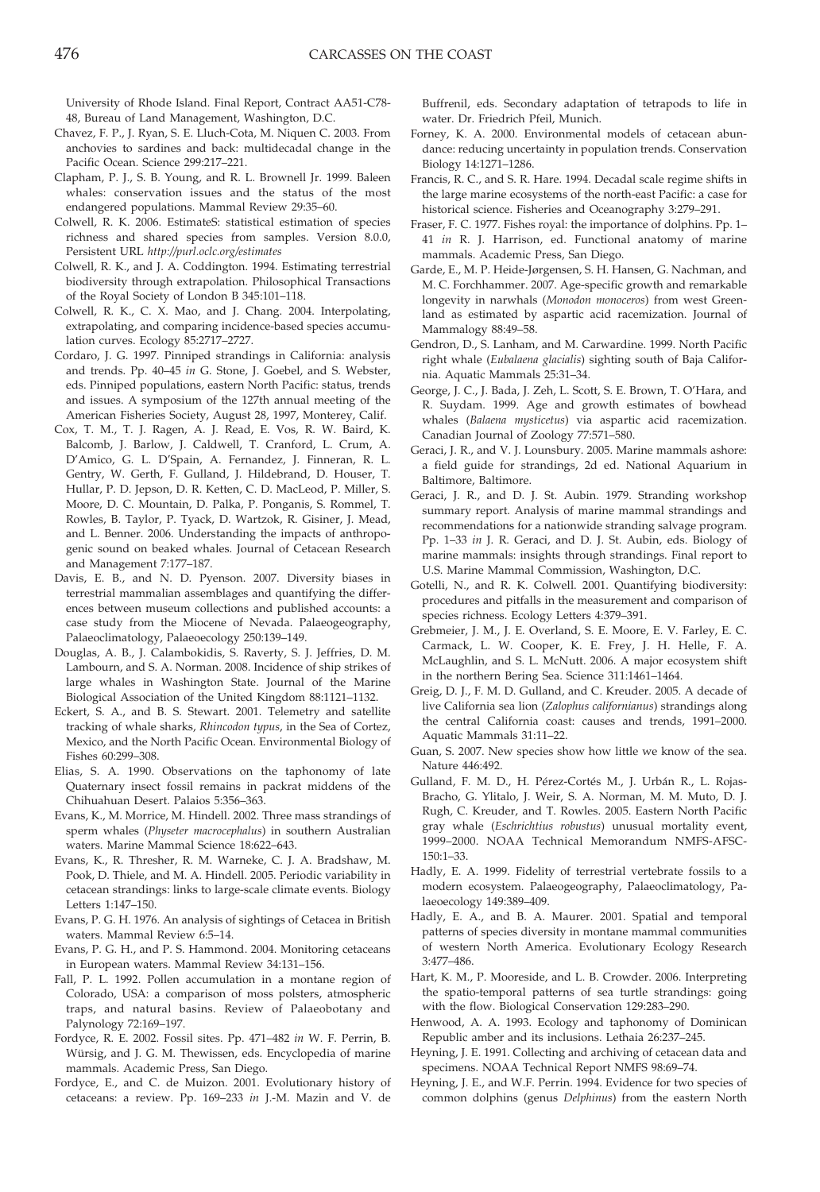University of Rhode Island. Final Report, Contract AA51-C78-48, Bureau of Land Management, Washington, D.C.

Chavez, F. P., J. Ryan, S. E. Lluch-Cota, M. Niquen C. 2003. From anchovies to sardines and back: multidecadal change in the Pacific Ocean. Science 299:217–221.

Clapham, P. J., S. B. Young, and R. L. Brownell Jr. 1999. Baleen whales: conservation issues and the status of the most endangered populations. Mammal Review 29:35–60.

Colwell, R. K. 2006. EstimateS: statistical estimation of species richness and shared species from samples. Version 8.0.0, Persistent URL *http://purl.oclc.org/estimates*

Colwell, R. K., and J. A. Coddington. 1994. Estimating terrestrial biodiversity through extrapolation. Philosophical Transactions of the Royal Society of London B 345:101–118.

Colwell, R. K., C. X. Mao, and J. Chang. 2004. Interpolating, extrapolating, and comparing incidence-based species accumulation curves. Ecology 85:2717–2727.

Cordaro, J. G. 1997. Pinniped strandings in California: analysis and trends. Pp. 40–45 *in* G. Stone, J. Goebel, and S. Webster, eds. Pinniped populations, eastern North Pacific: status, trends and issues. A symposium of the 127th annual meeting of the American Fisheries Society, August 28, 1997, Monterey, Calif.

Cox, T. M., T. J. Ragen, A. J. Read, E. Vos, R. W. Baird, K. Balcomb, J. Barlow, J. Caldwell, T. Cranford, L. Crum, A. D'Amico, G. L. D'Spain, A. Fernandez, J. Finneran, R. L. Gentry, W. Gerth, F. Gulland, J. Hildebrand, D. Houser, T. Hullar, P. D. Jepson, D. R. Ketten, C. D. MacLeod, P. Miller, S. Moore, D. C. Mountain, D. Palka, P. Ponganis, S. Rommel, T. Rowles, B. Taylor, P. Tyack, D. Wartzok, R. Gisiner, J. Mead, and L. Benner. 2006. Understanding the impacts of anthropogenic sound on beaked whales. Journal of Cetacean Research and Management 7:177–187.

Davis, E. B., and N. D. Pyenson. 2007. Diversity biases in terrestrial mammalian assemblages and quantifying the differences between museum collections and published accounts: a case study from the Miocene of Nevada. Palaeogeography, Palaeoclimatology, Palaeoecology 250:139–149.

Douglas, A. B., J. Calambokidis, S. Raverty, S. J. Jeffries, D. M. Lambourn, and S. A. Norman. 2008. Incidence of ship strikes of large whales in Washington State. Journal of the Marine Biological Association of the United Kingdom 88:1121–1132.

Eckert, S. A., and B. S. Stewart. 2001. Telemetry and satellite tracking of whale sharks, *Rhincodon typus*, in the Sea of Cortez, Mexico, and the North Pacific Ocean. Environmental Biology of Fishes 60:299–308.

Elias, S. A. 1990. Observations on the taphonomy of late Quaternary insect fossil remains in packrat middens of the Chihuahuan Desert. Palaios 5:356–363.

Evans, K., M. Morrice, M. Hindell. 2002. Three mass strandings of sperm whales (*Physeter macrocephalus*) in southern Australian waters. Marine Mammal Science 18:622–643.

Evans, K., R. Thresher, R. M. Warneke, C. J. A. Bradshaw, M. Pook, D. Thiele, and M. A. Hindell. 2005. Periodic variability in cetacean strandings: links to large-scale climate events. Biology Letters 1:147–150.

Evans, P. G. H. 1976. An analysis of sightings of Cetacea in British waters. Mammal Review 6:5–14.

Evans, P. G. H., and P. S. Hammond. 2004. Monitoring cetaceans in European waters. Mammal Review 34:131–156.

Fall, P. L. 1992. Pollen accumulation in a montane region of Colorado, USA: a comparison of moss polsters, atmospheric traps, and natural basins. Review of Palaeobotany and Palynology 72:169–197.

Fordyce, R. E. 2002. Fossil sites. Pp. 471–482 *in* W. F. Perrin, B. Würsig, and J. G. M. Thewissen, eds. Encyclopedia of marine mammals. Academic Press, San Diego.

Fordyce, E., and C. de Muizon. 2001. Evolutionary history of cetaceans: a review. Pp. 169–233 *in* J.-M. Mazin and V. de Buffrenil, eds. Secondary adaptation of tetrapods to life in water. Dr. Friedrich Pfeil, Munich.

Forney, K. A. 2000. Environmental models of cetacean abundance: reducing uncertainty in population trends. Conservation Biology 14:1271–1286.

Francis, R. C., and S. R. Hare. 1994. Decadal scale regime shifts in the large marine ecosystems of the north-east Pacific: a case for historical science. Fisheries and Oceanography 3:279–291.

Fraser, F. C. 1977. Fishes royal: the importance of dolphins. Pp. 1–41 *in* R. J. Harrison, ed. Functional anatomy of marine mammals. Academic Press, San Diego.

Garde, E., M. P. Heide-Jørgensen, S. H. Hansen, G. Nachman, and M. C. Forchhammer. 2007. Age-specific growth and remarkable longevity in narwhals (*Monodon monoceros*) from west Greenland as estimated by aspartic acid racemization. Journal of Mammalogy 88:49–58.

Gendron, D., S. Lanham, and M. Carwardine. 1999. North Pacific right whale (*Eubalaena glacialis*) sighting south of Baja California. Aquatic Mammals 25:31–34.

George, J. C., J. Bada, J. Zeh, L. Scott, S. E. Brown, T. O'Hara, and R. Suydam. 1999. Age and growth estimates of bowhead whales (*Balaena mysticetus*) via aspartic acid racemization. Canadian Journal of Zoology 77:571–580.

Geraci, J. R., and V. J. Lounsbury. 2005. Marine mammals ashore: a field guide for strandings, 2d ed. National Aquarium in Baltimore, Baltimore.

Geraci, J. R., and D. J. St. Aubin. 1979. Stranding workshop summary report. Analysis of marine mammal strandings and recommendations for a nationwide stranding salvage program. Pp. 1–33 *in* J. R. Geraci, and D. J. St. Aubin, eds. Biology of marine mammals: insights through strandings. Final report to U.S. Marine Mammal Commission, Washington, D.C.

Gotelli, N., and R. K. Colwell. 2001. Quantifying biodiversity: procedures and pitfalls in the measurement and comparison of species richness. Ecology Letters 4:379–391.

Grebmeier, J. M., J. E. Overland, S. E. Moore, E. V. Farley, E. C. Carmack, L. W. Cooper, K. E. Frey, J. H. Helle, F. A. McLaughlin, and S. L. McNutt. 2006. A major ecosystem shift in the northern Bering Sea. Science 311:1461–1464.

Greig, D. J., F. M. D. Gulland, and C. Kreuder. 2005. A decade of live California sea lion (*Zalophus californianus*) strandings along the central California coast: causes and trends, 1991–2000. Aquatic Mammals 31:11–22.

Guan, S. 2007. New species show how little we know of the sea. Nature 446:492.

Gulland, F. M. D., H. Pérez-Cortés M., J. Urbán R., L. Rojas-Bracho, G. Ylitalo, J. Weir, S. A. Norman, M. M. Muto, D. J. Rugh, C. Kreuder, and T. Rowles. 2005. Eastern North Pacific gray whale (*Eschrichtius robustus*) unusual mortality event, 1999–2000. NOAA Technical Memorandum NMFS-AFSC-150:1–33.

Hadly, E. A. 1999. Fidelity of terrestrial vertebrate fossils to a modern ecosystem. Palaeogeography, Palaeoclimatology, Palaeoecology 149:389–409.

Hadly, E. A., and B. A. Maurer. 2001. Spatial and temporal patterns of species diversity in montane mammal communities of western North America. Evolutionary Ecology Research 3:477–486.

Hart, K. M., P. Mooreside, and L. B. Crowder. 2006. Interpreting the spatio-temporal patterns of sea turtle strandings: going with the flow. Biological Conservation 129:283–290.

Henwood, A. A. 1993. Ecology and taphonomy of Dominican Republic amber and its inclusions. Lethaia 26:237–245.

Heyning, J. E. 1991. Collecting and archiving of cetacean data and specimens. NOAA Technical Report NMFS 98:69–74.

Heyning, J. E., and W.F. Perrin. 1994. Evidence for two species of common dolphins (genus *Delphinus*) from the eastern North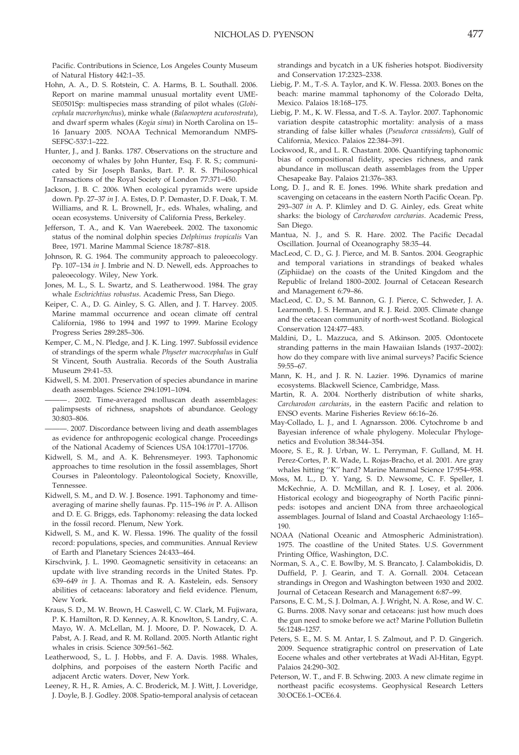Pacific. Contributions in Science, Los Angeles County Museum of Natural History 442:1–35.

Hohn, A. A., D. S. Rotstein, C. A. Harms, B. L. Southall. 2006. Report on marine mammal unusual mortality event UME-SE0501Sp: multispecies mass stranding of pilot whales (*Globicephala macrorhynchus*), minke whale (*Balaenoptera acutorostrata*), and dwarf sperm whales (*Kogia sima*) in North Carolina on 15–16 January 2005. NOAA Technical Memorandum NMFS-SEFSC-537:1–222.

Hunter, J., and J. Banks. 1787. Observations on the structure and oeconomy of whales by John Hunter, Esq. F. R. S.; communicated by Sir Joseph Banks, Bart. P. R. S. Philosophical Transactions of the Royal Society of London 77:371–450.

Jackson, J. B. C. 2006. When ecological pyramids were upside down. Pp. 27–37 *in* J. A. Estes, D. P. Demaster, D. F. Doak, T. M. Williams, and R. L. Brownell, Jr., eds. Whales, whaling, and ocean ecosystems. University of California Press, Berkeley.

Jefferson, T. A., and K. Van Waerebeek. 2002. The taxonomic status of the nominal dolphin species *Delphinus tropicalis* Van Bree, 1971. Marine Mammal Science 18:787–818.

Johnson, R. G. 1964. The community approach to paleoecology. Pp. 107–134 *in* J. Imbrie and N. D. Newell, eds. Approaches to paleoecology. Wiley, New York.

Jones, M. L., S. L. Swartz, and S. Leatherwood. 1984. The gray whale *Eschrichtius robustus*. Academic Press, San Diego.

Keiper, C. A., D. G. Ainley, S. G. Allen, and J. T. Harvey. 2005. Marine mammal occurrence and ocean climate off central California, 1986 to 1994 and 1997 to 1999. Marine Ecology Progress Series 289:285–306.

Kemper, C. M., N. Pledge, and J. K. Ling. 1997. Subfossil evidence of strandings of the sperm whale *Physeter macrocephalus* in Gulf St Vincent, South Australia. Records of the South Australia Museum 29:41–53.

Kidwell, S. M. 2001. Preservation of species abundance in marine death assemblages. Science 294:1091–1094.

———. 2002. Time-averaged molluscan death assemblages: palimpsests of richness, snapshots of abundance. Geology 30:803–806.

———. 2007. Discordance between living and death assemblages as evidence for anthropogenic ecological change. Proceedings of the National Academy of Sciences USA 104:17701–17706.

Kidwell, S. M., and A. K. Behrensmeyer. 1993. Taphonomic approaches to time resolution in the fossil assemblages, Short Courses in Paleontology. Paleontological Society, Knoxville, Tennessee.

Kidwell, S. M., and D. W. J. Bosence. 1991. Taphonomy and time-averaging of marine shelly faunas. Pp. 115–196 *in* P. A. Allison and D. E. G. Briggs, eds. Taphonomy: releasing the data locked in the fossil record. Plenum, New York.

Kidwell, S. M., and K. W. Flessa. 1996. The quality of the fossil record: populations, species, and communities. Annual Review of Earth and Planetary Sciences 24:433–464.

Kirschvink, J. L. 1990. Geomagnetic sensitivity in cetaceans: an update with live stranding records in the United States. Pp. 639–649 *in* J. A. Thomas and R. A. Kastelein, eds. Sensory abilities of cetaceans: laboratory and field evidence. Plenum, New York.

Kraus, S. D., M. W. Brown, H. Caswell, C. W. Clark, M. Fujiwara, P. K. Hamilton, R. D. Kenney, A. R. Knowlton, S. Landry, C. A. Mayo, W. A. McLellan, M. J. Moore, D. P. Nowacek, D. A. Pabst, A. J. Read, and R. M. Rolland. 2005. North Atlantic right whales in crisis. Science 309:561–562.

Leatherwood, S., L. J. Hobbs, and F. A. Davis. 1988. Whales, dolphins, and porpoises of the eastern North Pacific and adjacent Arctic waters. Dover, New York.

Leeney, R. H., R. Amies, A. C. Broderick, M. J. Witt, J. Loveridge, J. Doyle, B. J. Godley. 2008. Spatio-temporal analysis of cetacean strandings and bycatch in a UK fisheries hotspot. Biodiversity and Conservation 17:2323–2338.

Liebig, P. M., T.-S. A. Taylor, and K. W. Flessa. 2003. Bones on the beach: marine mammal taphonomy of the Colorado Delta, Mexico. Palaios 18:168–175.

Liebig, P. M., K. W. Flessa, and T.-S. A. Taylor. 2007. Taphonomic variation despite catastrophic mortality: analysis of a mass stranding of false killer whales (*Pseudorca crassidens*), Gulf of California, Mexico. Palaios 22:384–391.

Lockwood, R., and L. R. Chastant. 2006. Quantifying taphonomic bias of compositional fidelity, species richness, and rank abundance in molluscan death assemblages from the Upper Chesapeake Bay. Palaios 21:376–383.

Long, D. J., and R. E. Jones. 1996. White shark predation and scavenging on cetaceans in the eastern North Pacific Ocean. Pp. 293–307 *in* A. P. Klimley and D. G. Ainley, eds. Great white sharks: the biology of *Carcharodon carcharias*. Academic Press, San Diego.

Mantua, N. J., and S. R. Hare. 2002. The Pacific Decadal Oscillation. Journal of Oceanography 58:35–44.

MacLeod, C. D., G. J. Pierce, and M. B. Santos. 2004. Geographic and temporal variations in strandings of beaked whales (Ziphiidae) on the coasts of the United Kingdom and the Republic of Ireland 1800–2002. Journal of Cetacean Research and Management 6:79–86.

MacLeod, C. D., S. M. Bannon, G. J. Pierce, C. Schweder, J. A. Learmonth, J. S. Herman, and R. J. Reid. 2005. Climate change and the cetacean community of north-west Scotland. Biological Conservation 124:477–483.

Maldini, D., L. Mazzuca, and S. Atkinson. 2005. Odontocete stranding patterns in the main Hawaiian Islands (1937–2002): how do they compare with live animal surveys? Pacific Science 59:55–67.

Mann, K. H., and J. R. N. Lazier. 1996. Dynamics of marine ecosystems. Blackwell Science, Cambridge, Mass.

Martin, R. A. 2004. Northerly distribution of white sharks, *Carcharodon carcharias*, in the eastern Pacific and relation to ENSO events. Marine Fisheries Review 66:16–26.

May-Collado, L. J., and I. Agnarsson. 2006. Cytochrome b and Bayesian inference of whale phylogeny. Molecular Phylogenetics and Evolution 38:344–354.

Moore, S. E., R. J. Urban, W. L. Perryman, F. Gulland, M. H. Perez-Cortes, P. R. Wade, L. Rojas-Bracho, et al. 2001. Are gray whales hitting ''K'' hard? Marine Mammal Science 17:954–958.

Moss, M. L., D. Y. Yang, S. D. Newsome, C. F. Speller, I. McKechnie, A. D. McMillan, and R. J. Losey, et al. 2006. Historical ecology and biogeography of North Pacific pinnipeds: isotopes and ancient DNA from three archaeological assemblages. Journal of Island and Coastal Archaeology 1:165–190.

NOAA (National Oceanic and Atmospheric Administration). 1975. The coastline of the United States. U.S. Government Printing Office, Washington, D.C.

Norman, S. A., C. E. Bowlby, M. S. Brancato, J. Calambokidis, D. Duffield, P. J. Gearin, and T. A. Gornall. 2004. Cetacean strandings in Oregon and Washington between 1930 and 2002. Journal of Cetacean Research and Management 6:87–99.

Parsons, E. C. M., S. J. Dolman, A. J. Wright, N. A. Rose, and W. C. G. Burns. 2008. Navy sonar and cetaceans: just how much does the gun need to smoke before we act? Marine Pollution Bulletin 56:1248–1257.

Peters, S. E., M. S. M. Antar, I. S. Zalmout, and P. D. Gingerich. 2009. Sequence stratigraphic control on preservation of Late Eocene whales and other vertebrates at Wadi Al-Hitan, Egypt. Palaios 24:290–302.

Peterson, W. T., and F. B. Schwing. 2003. A new climate regime in northeast pacific ecosystems. Geophysical Research Letters 30:OCE6.1–OCE6.4.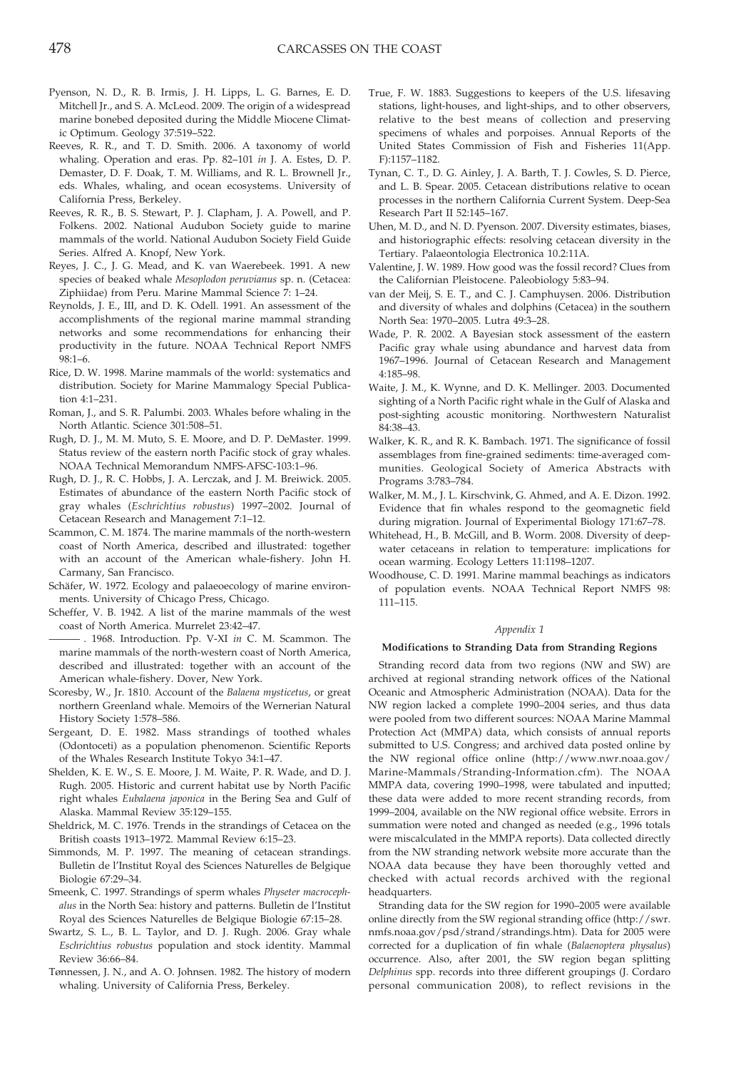Pyenson, N. D., R. B. Irmis, J. H. Lipps, L. G. Barnes, E. D. Mitchell Jr., and S. A. McLeod. 2009. The origin of a widespread marine bonebed deposited during the Middle Miocene Climatic Optimum. Geology 37:519–522.

Reeves, R. R., and T. D. Smith. 2006. A taxonomy of world whaling. Operation and eras. Pp. 82–101 *in* J. A. Estes, D. P. Demaster, D. F. Doak, T. M. Williams, and R. L. Brownell Jr., eds. Whales, whaling, and ocean ecosystems. University of California Press, Berkeley.

Reeves, R. R., B. S. Stewart, P. J. Clapham, J. A. Powell, and P. Folkens. 2002. National Audubon Society guide to marine mammals of the world. National Audubon Society Field Guide Series. Alfred A. Knopf, New York.

Reyes, J. C., J. G. Mead, and K. van Waerebeek. 1991. A new species of beaked whale *Mesoplodon peruvianus* sp. n. (Cetacea: Ziphiidae) from Peru. Marine Mammal Science 7: 1–24.

Reynolds, J. E., III, and D. K. Odell. 1991. An assessment of the accomplishments of the regional marine mammal stranding networks and some recommendations for enhancing their productivity in the future. NOAA Technical Report NMFS 98:1–6.

Rice, D. W. 1998. Marine mammals of the world: systematics and distribution. Society for Marine Mammalogy Special Publication 4:1–231.

Roman, J., and S. R. Palumbi. 2003. Whales before whaling in the North Atlantic. Science 301:508–51.

Rugh, D. J., M. M. Muto, S. E. Moore, and D. P. DeMaster. 1999. Status review of the eastern north Pacific stock of gray whales. NOAA Technical Memorandum NMFS-AFSC-103:1–96.

Rugh, D. J., R. C. Hobbs, J. A. Lerczak, and J. M. Breiwick. 2005. Estimates of abundance of the eastern North Pacific stock of gray whales (*Eschrichtius robustus*) 1997–2002. Journal of Cetacean Research and Management 7:1–12.

Scammon, C. M. 1874. The marine mammals of the north-western coast of North America, described and illustrated: together with an account of the American whale-fishery. John H. Carmany, San Francisco.

Schäfer, W. 1972. Ecology and palaeoecology of marine environments. University of Chicago Press, Chicago.

Scheffer, V. B. 1942. A list of the marine mammals of the west coast of North America. Murrelet 23:42–47.

———. 1968. Introduction. Pp. V-XI *in* C. M. Scammon. The marine mammals of the north-western coast of North America, described and illustrated: together with an account of the American whale-fishery. Dover, New York.

Scoresby, W., Jr. 1810. Account of the *Balaena mysticetus*, or great northern Greenland whale. Memoirs of the Wernerian Natural History Society 1:578–586.

Sergeant, D. E. 1982. Mass strandings of toothed whales (Odontoceti) as a population phenomenon. Scientific Reports of the Whales Research Institute Tokyo 34:1–47.

Shelden, K. E. W., S. E. Moore, J. M. Waite, P. R. Wade, and D. J. Rugh. 2005. Historic and current habitat use by North Pacific right whales *Eubalaena japonica* in the Bering Sea and Gulf of Alaska. Mammal Review 35:129–155.

Sheldrick, M. C. 1976. Trends in the strandings of Cetacea on the British coasts 1913–1972. Mammal Review 6:15–23.

Simmonds, M. P. 1997. The meaning of cetacean strandings. Bulletin de l'Institut Royal des Sciences Naturelles de Belgique Biologie 67:29–34.

Smeenk, C. 1997. Strandings of sperm whales *Physeter macrocephalus* in the North Sea: history and patterns. Bulletin de l'Institut Royal des Sciences Naturelles de Belgique Biologie 67:15–28.

Swartz, S. L., B. L. Taylor, and D. J. Rugh. 2006. Gray whale *Eschrichtius robustus* population and stock identity. Mammal Review 36:66–84.

Tønnessen, J. N., and A. O. Johnsen. 1982. The history of modern whaling. University of California Press, Berkeley.

True, F. W. 1883. Suggestions to keepers of the U.S. lifesaving stations, light-houses, and light-ships, and to other observers, relative to the best means of collection and preserving specimens of whales and porpoises. Annual Reports of the United States Commission of Fish and Fisheries 11(App. F):1157–1182.

Tynan, C. T., D. G. Ainley, J. A. Barth, T. J. Cowles, S. D. Pierce, and L. B. Spear. 2005. Cetacean distributions relative to ocean processes in the northern California Current System. Deep-Sea Research Part II 52:145–167.

Uhen, M. D., and N. D. Pyenson. 2007. Diversity estimates, biases, and historiographic effects: resolving cetacean diversity in the Tertiary. Palaeontologia Electronica 10.2:11A.

Valentine, J. W. 1989. How good was the fossil record? Clues from the Californian Pleistocene. Paleobiology 5:83–94.

van der Meij, S. E. T., and C. J. Camphuysen. 2006. Distribution and diversity of whales and dolphins (Cetacea) in the southern North Sea: 1970–2005. Lutra 49:3–28.

Wade, P. R. 2002. A Bayesian stock assessment of the eastern Pacific gray whale using abundance and harvest data from 1967–1996. Journal of Cetacean Research and Management 4:185–98.

Waite, J. M., K. Wynne, and D. K. Mellinger. 2003. Documented sighting of a North Pacific right whale in the Gulf of Alaska and post-sighting acoustic monitoring. Northwestern Naturalist 84:38–43.

Walker, K. R., and R. K. Bambach. 1971. The significance of fossil assemblages from fine-grained sediments: time-averaged communities. Geological Society of America Abstracts with Programs 3:783–784.

Walker, M. M., J. L. Kirschvink, G. Ahmed, and A. E. Dizon. 1992. Evidence that fin whales respond to the geomagnetic field during migration. Journal of Experimental Biology 171:67–78.

Whitehead, H., B. McGill, and B. Worm. 2008. Diversity of deep-water cetaceans in relation to temperature: implications for ocean warming. Ecology Letters 11:1198–1207.

Woodhouse, C. D. 1991. Marine mammal beachings as indicators of population events. NOAA Technical Report NMFS 98: 111–115.

## *Appendix 1*

### Modifications to Stranding Data from Stranding Regions

Stranding record data from two regions (NW and SW) are archived at regional stranding network offices of the National Oceanic and Atmospheric Administration (NOAA). Data for the NW region lacked a complete 1990–2004 series, and thus data were pooled from two different sources: NOAA Marine Mammal Protection Act (MMPA) data, which consists of annual reports submitted to U.S. Congress; and archived data posted online by the NW regional office online (http://www.nwr.noaa.gov/Marine-Mammals/Stranding-Information.cfm). The NOAA MMPA data, covering 1990–1998, were tabulated and inputted; these data were added to more recent stranding records, from 1999–2004, available on the NW regional office website. Errors in summation were noted and changed as needed (e.g., 1996 totals were miscalculated in the MMPA reports). Data collected directly from the NW stranding network website more accurate than the NOAA data because they have been thoroughly vetted and checked with actual records archived with the regional headquarters.

Stranding data for the SW region for 1990–2005 were available online directly from the SW regional stranding office (http://swr.nmfs.noaa.gov/psd/strand/strandings.htm). Data for 2005 were corrected for a duplication of fin whale (*Balaenoptera physalus*) occurrence. Also, after 2001, the SW region began splitting *Delphinus* spp. records into three different groupings (J. Cordaro personal communication 2008), to reflect revisions in the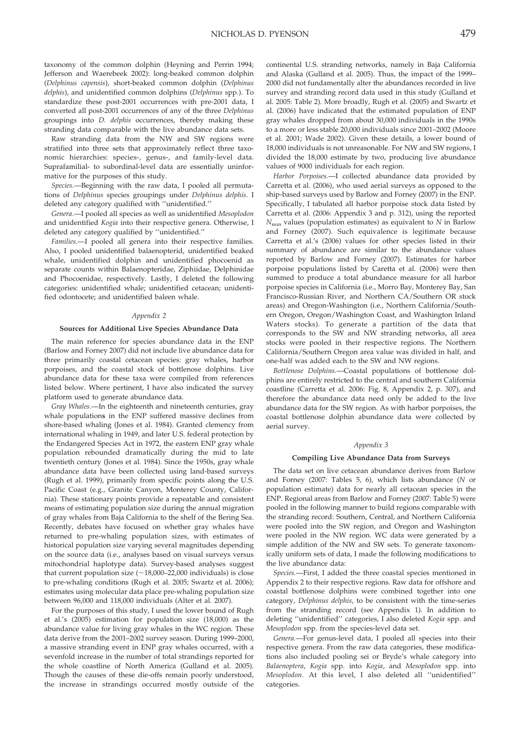taxonomy of the common dolphin (Heyning and Perrin 1994; Jefferson and Waerebeek 2002): long-beaked common dolphin (*Delphinus capensis*), short-beaked common dolphin (*Delphinus delphis*), and unidentified common dolphins (*Delphinus* spp.). To standardize these post-2001 occurrences with pre-2001 data, I converted all post-2001 occurrences of any of the three *Delphinus* groupings into *D. delphis* occurrences, thereby making these stranding data comparable with the live abundance data sets.

Raw stranding data from the NW and SW regions were stratified into three sets that approximately reflect three taxonomic hierarchies: species-, genus-, and family-level data. Suprafamilial- to subordinal-level data are essentially uninformative for the purposes of this study.

*Species.*—Beginning with the raw data, I pooled all permutations of *Delphinus* species groupings under *Delphinus delphis*. I deleted any category qualified with ''unidentified.''

*Genera.*—I pooled all species as well as unidentified *Mesoplodon* and unidentified *Kogia* into their respective genera. Otherwise, I deleted any category qualified by ''unidentified.''

*Families.*—I pooled all genera into their respective families. Also, I pooled unidentified balaenopterid, unidentified beaked whale, unidentified dolphin and unidentified phocoenid as separate counts within Balaenopteridae, Ziphiidae, Delphinidae and Phocoenidae, respectively. Lastly, I deleted the following categories: unidentified whale; unidentified cetacean; unidentified odontocete; and unidentified baleen whale.

### *Appendix 2*

### Sources for Additional Live Species Abundance Data

The main reference for species abundance data in the ENP (Barlow and Forney 2007) did not include live abundance data for three primarily coastal cetacean species: gray whales, harbor porpoises, and the coastal stock of bottlenose dolphins. Live abundance data for these taxa were compiled from references listed below. Where pertinent, I have also indicated the survey platform used to generate abundance data.

*Gray Whales.*—In the eighteenth and nineteenth centuries, gray whale populations in the ENP suffered massive declines from shore-based whaling (Jones et al. 1984). Granted clemency from international whaling in 1949, and later U.S. federal protection by the Endangered Species Act in 1972, the eastern ENP gray whale population rebounded dramatically during the mid to late twentieth century (Jones et al. 1984). Since the 1950s, gray whale abundance data have been collected using land-based surveys (Rugh et al. 1999), primarily from specific points along the U.S. Pacific Coast (e.g., Granite Canyon, Monterey County, California). These stationary points provide a repeatable and consistent means of estimating population size during the annual migration of gray whales from Baja California to the shelf of the Bering Sea. Recently, debates have focused on whether gray whales have returned to pre-whaling population sizes, with estimates of historical population size varying several magnitudes depending on the source data (i.e., analyses based on visual surveys versus mitochondrial haplotype data). Survey-based analyses suggest that current population size (~18,000–22,000 individuals) is close to pre-whaling conditions (Rugh et al. 2005; Swartz et al. 2006); estimates using molecular data place pre-whaling population size between 96,000 and 118,000 individuals (Alter et al. 2007).

For the purposes of this study, I used the lower bound of Rugh et al.'s (2005) estimation for population size (18,000) as the abundance value for living gray whales in the WC region. These data derive from the 2001–2002 survey season. During 1999–2000, a massive stranding event in ENP gray whales occurred, with a sevenfold increase in the number of total strandings reported for the whole coastline of North America (Gulland et al. 2005). Though the causes of these die-offs remain poorly understood, the increase in strandings occurred mostly outside of the continental U.S. stranding networks, namely in Baja California and Alaska (Gulland et al. 2005). Thus, the impact of the 1999–2000 did not fundamentally alter the abundances recorded in live survey and stranding record data used in this study (Gulland et al. 2005: Table 2). More broadly, Rugh et al. (2005) and Swartz et al. (2006) have indicated that the estimated population of ENP gray whales dropped from about 30,000 individuals in the 1990s to a more or less stable 20,000 individuals since 2001–2002 (Moore et al. 2001; Wade 2002). Given these details, a lower bound of 18,000 individuals is not unreasonable. For NW and SW regions, I divided the 18,000 estimate by two, producing live abundance values of 9000 individuals for each region.

*Harbor Porpoises.*—I collected abundance data provided by Carretta et al. (2006), who used aerial surveys as opposed to the ship-based surveys used by Barlow and Forney (2007) in the ENP. Specifically, I tabulated all harbor porpoise stock data listed by Carretta et al. (2006: Appendix 3 and p. 312), using the reported $N_{min}$ values (population estimates) as equivalent to $N$ in Barlow and Forney (2007). Such equivalence is legitimate because Carretta et al.'s (2006) values for other species listed in their summary of abundance are similar to the abundance values reported by Barlow and Forney (2007). Estimates for harbor porpoise populations listed by Caretta et al. (2006) were then summed to produce a total abundance measure for all harbor porpoise species in California (i.e., Morro Bay, Monterey Bay, San Francisco-Russian River, and Northern CA/Southern OR stock areas) and Oregon-Washington (i.e., Northern California/Southern Oregon, Oregon/Washington Coast, and Washington Inland Waters stocks). To generate a partition of the data that corresponds to the SW and NW stranding networks, all area stocks were pooled in their respective regions. The Northern California/Southern Oregon area value was divided in half, and one-half was added each to the SW and NW regions.

*Bottlenose Dolphins.*—Coastal populations of bottlenose dolphins are entirely restricted to the central and southern California coastline (Carretta et al. 2006: Fig. 8, Appendix 2, p. 307), and therefore the abundance data need only be added to the live abundance data for the SW region. As with harbor porpoises, the coastal bottlenose dolphin abundance data were collected by aerial survey.

### *Appendix 3*

### Compiling Live Abundance Data from Surveys

The data set on live cetacean abundance derives from Barlow and Forney (2007: Tables 5, 6), which lists abundance ($N$ or population estimate) data for nearly all cetacean species in the ENP. Regional areas from Barlow and Forney (2007: Table 5) were pooled in the following manner to build regions comparable with the stranding record: Southern, Central, and Northern California were pooled into the SW region, and Oregon and Washington were pooled in the NW region. WC data were generated by a simple addition of the NW and SW sets. To generate taxonomically uniform sets of data, I made the following modifications to the live abundance data:

*Species.*—First, I added the three coastal species mentioned in Appendix 2 to their respective regions. Raw data for offshore and coastal bottlenose dolphins were combined together into one category, *Delphinus delphis*, to be consistent with the time-series from the stranding record (see Appendix 1). In addition to deleting ''unidentified'' categories, I also deleted *Kogia* spp. and *Mesoplodon* spp. from the species-level data set.

*Genera.*—For genus-level data, I pooled all species into their respective genera. From the raw data categories, these modifications also included pooling sei or Bryde's whale category into *Balaenoptera*, *Kogia* spp. into *Kogia*, and *Mesoplodon* spp. into *Mesoplodon*. At this level, I also deleted all ''unidentified'' categories.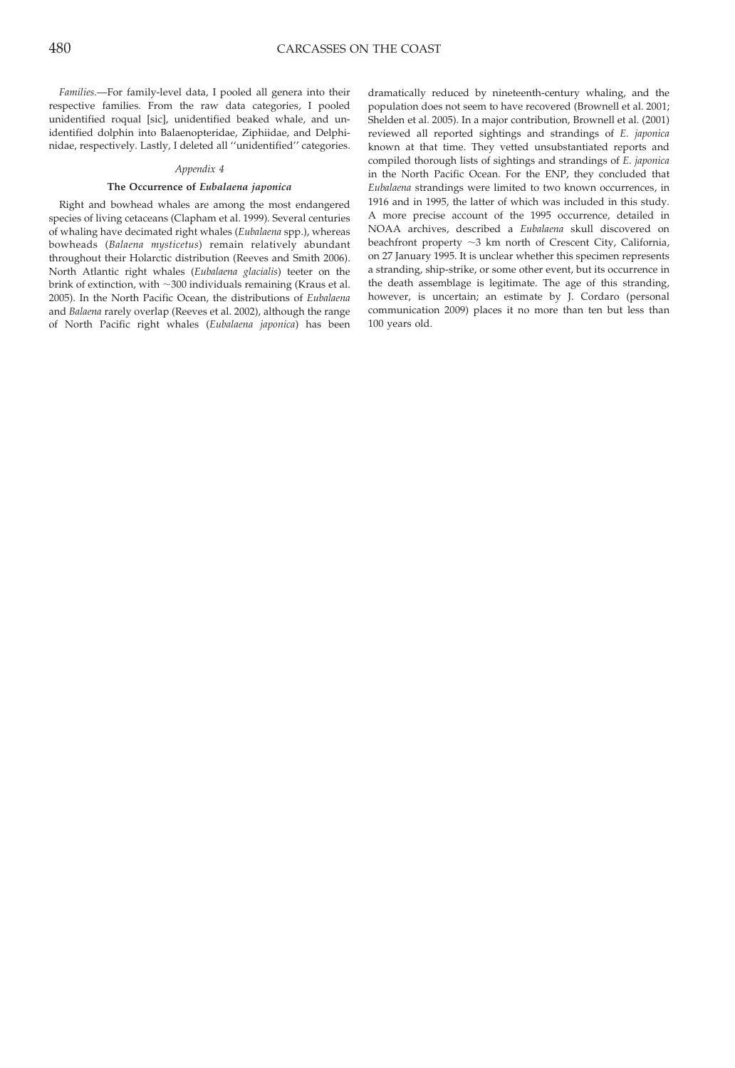*Families.*—For family-level data, I pooled all genera into their respective families. From the raw data categories, I pooled unidentified roqual [sic], unidentified beaked whale, and unidentified dolphin into Balaenopteridae, Ziphiidae, and Delphinidae, respectively. Lastly, I deleted all ''unidentified'' categories.

*Appendix 4*

### The Occurrence of *Eubalaena japonica*

Right and bowhead whales are among the most endangered species of living cetaceans (Clapham et al. 1999). Several centuries of whaling have decimated right whales (*Eubalaena* spp.), whereas bowheads (*Balaena mysticetus*) remain relatively abundant throughout their Holarctic distribution (Reeves and Smith 2006). North Atlantic right whales (*Eubalaena glacialis*) teeter on the brink of extinction, with ~300 individuals remaining (Kraus et al. 2005). In the North Pacific Ocean, the distributions of *Eubalaena* and *Balaena* rarely overlap (Reeves et al. 2002), although the range of North Pacific right whales (*Eubalaena japonica*) has been dramatically reduced by nineteenth-century whaling, and the population does not seem to have recovered (Brownell et al. 2001; Shelden et al. 2005). In a major contribution, Brownell et al. (2001) reviewed all reported sightings and strandings of *E. japonica* known at that time. They vetted unsubstantiated reports and compiled thorough lists of sightings and strandings of *E. japonica* in the North Pacific Ocean. For the ENP, they concluded that *Eubalaena* strandings were limited to two known occurrences, in 1916 and in 1995, the latter of which was included in this study. A more precise account of the 1995 occurrence, detailed in NOAA archives, described a *Eubalaena* skull discovered on beachfront property ~3 km north of Crescent City, California, on 27 January 1995. It is unclear whether this specimen represents a stranding, ship-strike, or some other event, but its occurrence in the death assemblage is legitimate. The age of this stranding, however, is uncertain; an estimate by J. Cordaro (personal communication 2009) places it no more than ten but less than 100 years old.